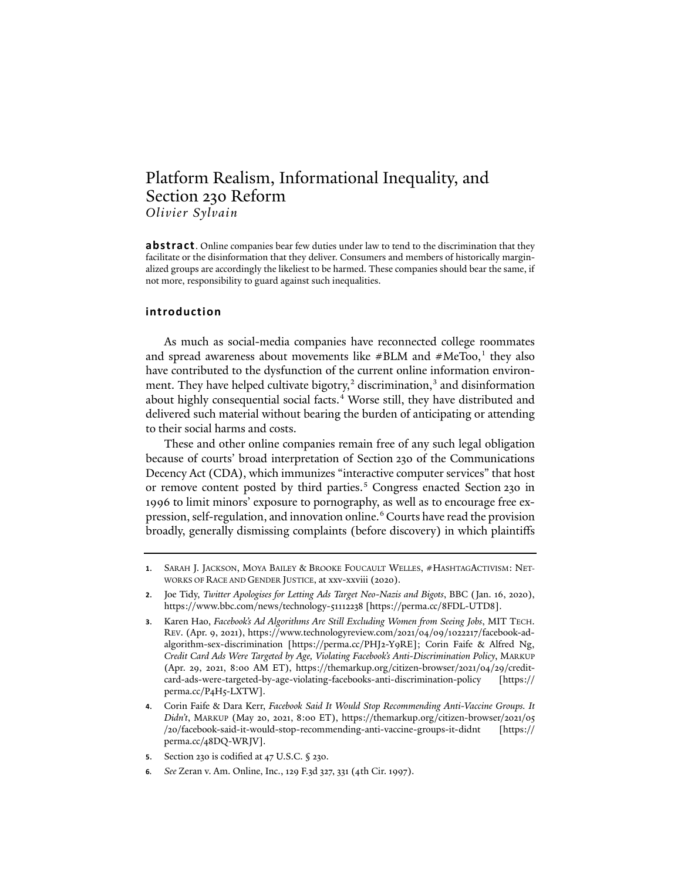# Platform Realism, Informational Inequality, and Section 230 Reform

*Olivier Sylvain*

**abstract**. Online companies bear few duties under law to tend to the discrimination that they facilitate or the disinformation that they deliver. Consumers and members of historically marginalized groups are accordingly the likeliest to be harmed. These companies should bear the same, if not more, responsibility to guard against such inequalities.

## introduction

As much as social-media companies have reconnected college roommates and spread awareness about movements like #BLM and #MeToo,[1] they also have contributed to the dysfunction of the current online information environment. They have helped cultivate bigotry,[2] discrimination,[3] and disinformation about highly consequential social facts.[4] Worse still, they have distributed and delivered such material without bearing the burden of anticipating or attending to their social harms and costs.

These and other online companies remain free of any such legal obligation because of courts' broad interpretation of Section 230 of the Communications Decency Act (CDA), which immunizes "interactive computer services" that host or remove content posted by third parties.[5] Congress enacted Section 230 in 1996 to limit minors' exposure to pornography, as well as to encourage free expression, self-regulation, and innovation online.[6] Courts have read the provision broadly, generally dismissing complaints (before discovery) in which plaintiffs

---

1. Sarah J. Jackson, Moya Bailey & Brooke Foucault Welles, #HashtagActivism: Networks of Race and Gender Justice, at xxv-xxviii (2020).
2. Joe Tidy, *Twitter Apologises for Letting Ads Target Neo-Nazis and Bigots*, BBC (Jan. 16, 2020), https://www.bbc.com/news/technology-51112238 [https://perma.cc/8FDL-UTD8].
3. Karen Hao, *Facebook's Ad Algorithms Are Still Excluding Women from Seeing Jobs*, MIT Tech. Rev. (Apr. 9, 2021), https://www.technologyreview.com/2021/04/09/1022217/facebook-ad-algorithm-sex-discrimination [https://perma.cc/PHJ2-Y9RE]; Corin Faife & Alfred Ng, *Credit Card Ads Were Targeted by Age, Violating Facebook's Anti-Discrimination Policy*, Markup (Apr. 29, 2021, 8:00 AM ET), https://themarkup.org/citizen-browser/2021/04/29/credit-card-ads-were-targeted-by-age-violating-facebooks-anti-discrimination-policy [https://perma.cc/P4H5-LXTW].
4. Corin Faife & Dara Kerr, *Facebook Said It Would Stop Recommending Anti-Vaccine Groups. It Didn't*, Markup (May 20, 2021, 8:00 ET), https://themarkup.org/citizen-browser/2021/05/20/facebook-said-it-would-stop-recommending-anti-vaccine-groups-it-didnt [https://perma.cc/48DQ-WRJV].
5. Section 230 is codified at 47 U.S.C. § 230.
6. *See* Zeran v. Am. Online, Inc., 129 F.3d 327, 331 (4th Cir. 1997).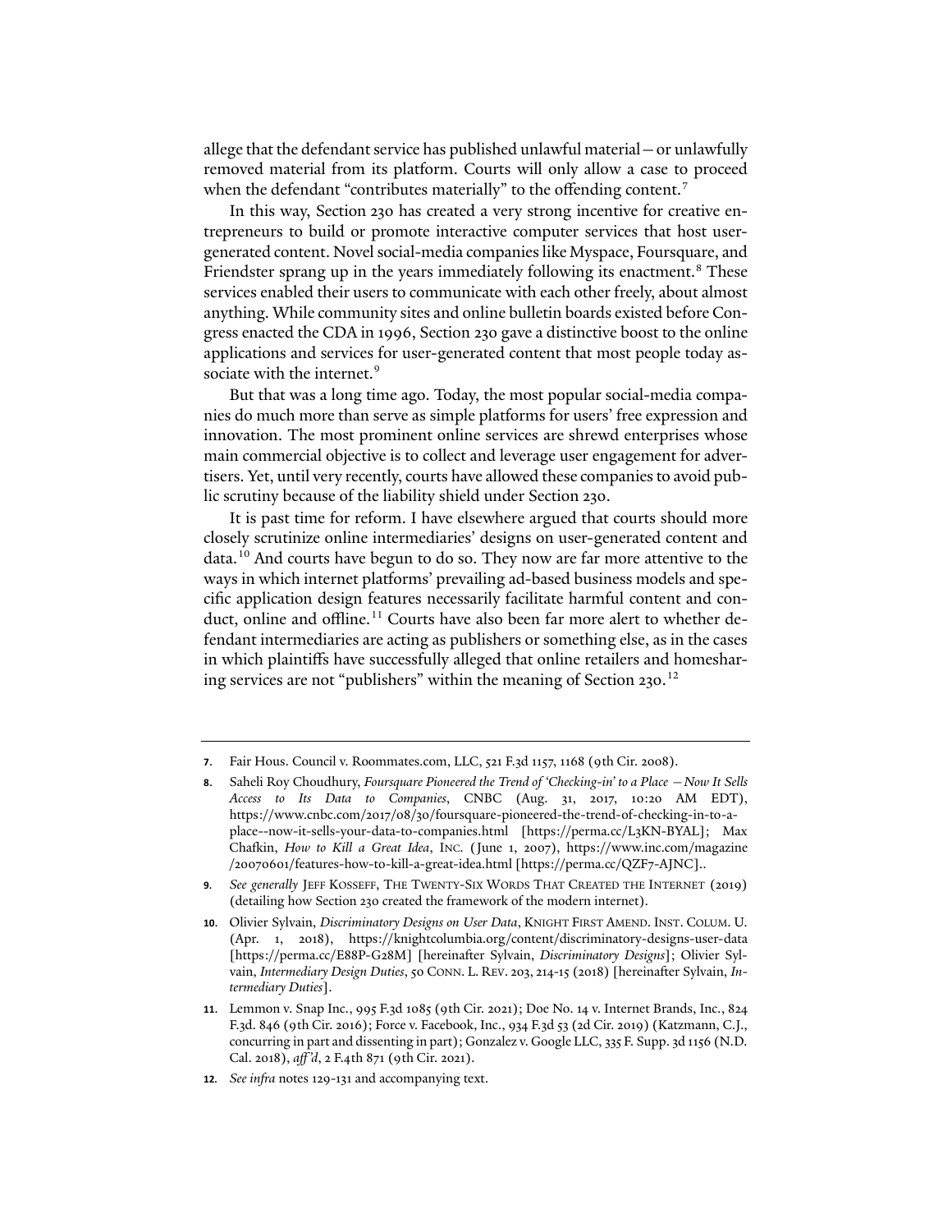allege that the defendant service has published unlawful material—or unlawfully removed material from its platform. Courts will only allow a case to proceed when the defendant "contributes materially" to the offending content.[7]

In this way, Section 230 has created a very strong incentive for creative entrepreneurs to build or promote interactive computer services that host user-generated content. Novel social-media companies like Myspace, Foursquare, and Friendster sprang up in the years immediately following its enactment.[8] These services enabled their users to communicate with each other freely, about almost anything. While community sites and online bulletin boards existed before Congress enacted the CDA in 1996, Section 230 gave a distinctive boost to the online applications and services for user-generated content that most people today associate with the internet.[9]

But that was a long time ago. Today, the most popular social-media companies do much more than serve as simple platforms for users' free expression and innovation. The most prominent online services are shrewd enterprises whose main commercial objective is to collect and leverage user engagement for advertisers. Yet, until very recently, courts have allowed these companies to avoid public scrutiny because of the liability shield under Section 230.

It is past time for reform. I have elsewhere argued that courts should more closely scrutinize online intermediaries' designs on user-generated content and data.[10] And courts have begun to do so. They now are far more attentive to the ways in which internet platforms' prevailing ad-based business models and specific application design features necessarily facilitate harmful content and conduct, online and offline.[11] Courts have also been far more alert to whether defendant intermediaries are acting as publishers or something else, as in the cases in which plaintiffs have successfully alleged that online retailers and homesharing services are not "publishers" within the meaning of Section 230.[12]

---

**7.** Fair Hous. Council v. Roommates.com, LLC, 521 F.3d 1157, 1168 (9th Cir. 2008).

**8.** Saheli Roy Choudhury, *Foursquare Pioneered the Trend of 'Checking-in' to a Place — Now It Sells Access to Its Data to Companies*, CNBC (Aug. 31, 2017, 10:20 AM EDT), https://www.cnbc.com/2017/08/30/foursquare-pioneered-the-trend-of-checking-in-to-a-place--now-it-sells-your-data-to-companies.html [https://perma.cc/L3KN-BYAL]; Max Chafkin, *How to Kill a Great Idea*, INC. (June 1, 2007), https://www.inc.com/magazine/20070601/features-how-to-kill-a-great-idea.html [https://perma.cc/QZF7-AJNC]..

**9.** *See generally* JEFF KOSSEFF, THE TWENTY-SIX WORDS THAT CREATED THE INTERNET (2019) (detailing how Section 230 created the framework of the modern internet).

**10.** Olivier Sylvain, *Discriminatory Designs on User Data*, KNIGHT FIRST AMEND. INST. COLUM. U. (Apr. 1, 2018), https://knightcolumbia.org/content/discriminatory-designs-user-data [https://perma.cc/E88P-G28M] [hereinafter Sylvain, *Discriminatory Designs*]; Olivier Sylvain, *Intermediary Design Duties*, 50 CONN. L. REV. 203, 214-15 (2018) [hereinafter Sylvain, *Intermediary Duties*].

**11.** Lemmon v. Snap Inc., 995 F.3d 1085 (9th Cir. 2021); Doe No. 14 v. Internet Brands, Inc., 824 F.3d. 846 (9th Cir. 2016); Force v. Facebook, Inc., 934 F.3d 53 (2d Cir. 2019) (Katzmann, C.J., concurring in part and dissenting in part); Gonzalez v. Google LLC, 335 F. Supp. 3d 1156 (N.D. Cal. 2018), *aff'd*, 2 F.4th 871 (9th Cir. 2021).

**12.** *See infra* notes 129-131 and accompanying text.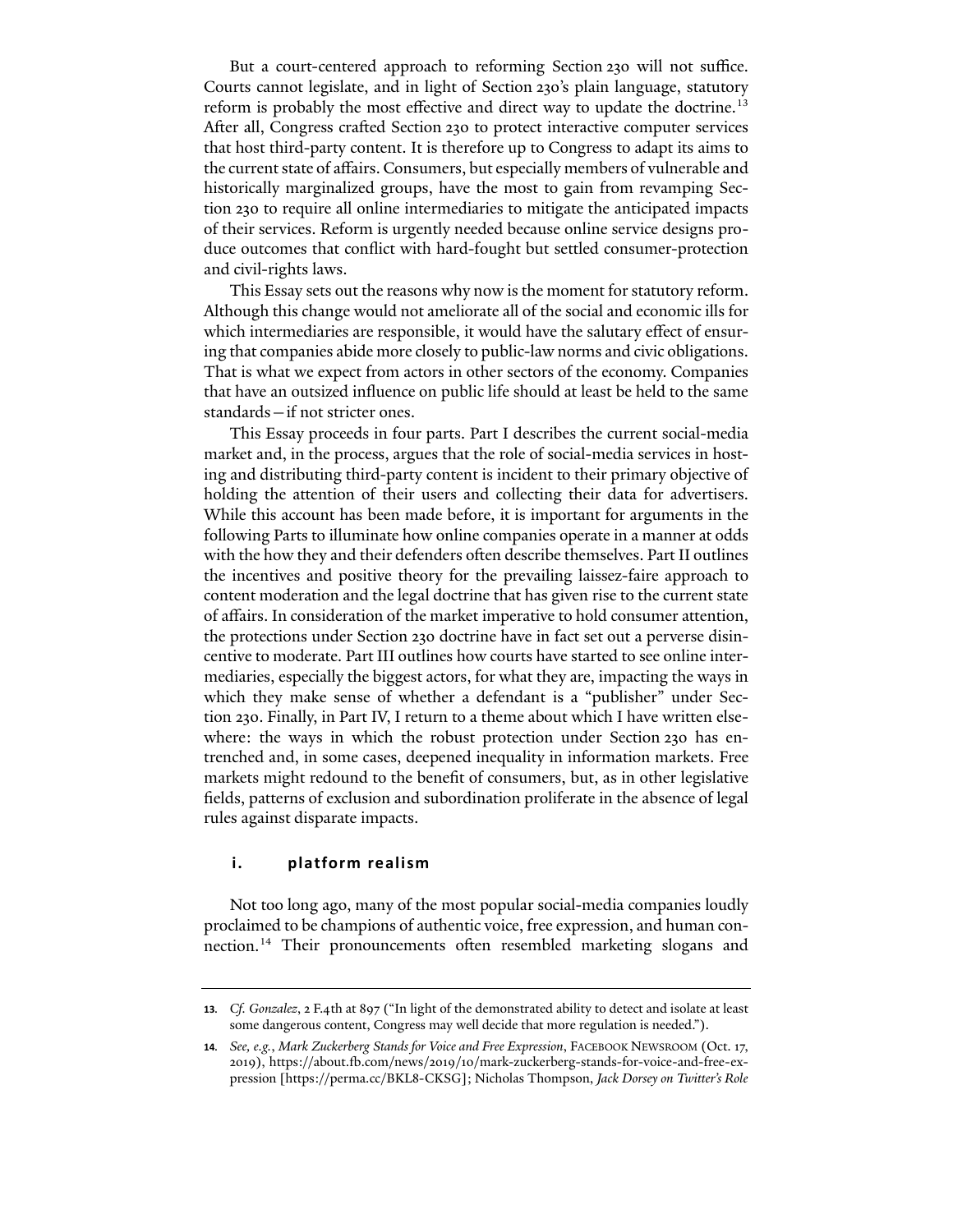But a court-centered approach to reforming Section 230 will not suffice. Courts cannot legislate, and in light of Section 230's plain language, statutory reform is probably the most effective and direct way to update the doctrine.[13] After all, Congress crafted Section 230 to protect interactive computer services that host third-party content. It is therefore up to Congress to adapt its aims to the current state of affairs. Consumers, but especially members of vulnerable and historically marginalized groups, have the most to gain from revamping Section 230 to require all online intermediaries to mitigate the anticipated impacts of their services. Reform is urgently needed because online service designs produce outcomes that conflict with hard-fought but settled consumer-protection and civil-rights laws.

This Essay sets out the reasons why now is the moment for statutory reform. Although this change would not ameliorate all of the social and economic ills for which intermediaries are responsible, it would have the salutary effect of ensuring that companies abide more closely to public-law norms and civic obligations. That is what we expect from actors in other sectors of the economy. Companies that have an outsized influence on public life should at least be held to the same standards—if not stricter ones.

This Essay proceeds in four parts. Part I describes the current social-media market and, in the process, argues that the role of social-media services in hosting and distributing third-party content is incident to their primary objective of holding the attention of their users and collecting their data for advertisers. While this account has been made before, it is important for arguments in the following Parts to illuminate how online companies operate in a manner at odds with the how they and their defenders often describe themselves. Part II outlines the incentives and positive theory for the prevailing laissez-faire approach to content moderation and the legal doctrine that has given rise to the current state of affairs. In consideration of the market imperative to hold consumer attention, the protections under Section 230 doctrine have in fact set out a perverse disincentive to moderate. Part III outlines how courts have started to see online intermediaries, especially the biggest actors, for what they are, impacting the ways in which they make sense of whether a defendant is a "publisher" under Section 230. Finally, in Part IV, I return to a theme about which I have written elsewhere: the ways in which the robust protection under Section 230 has entrenched and, in some cases, deepened inequality in information markets. Free markets might redound to the benefit of consumers, but, as in other legislative fields, patterns of exclusion and subordination proliferate in the absence of legal rules against disparate impacts.

## i. platform realism

Not too long ago, many of the most popular social-media companies loudly proclaimed to be champions of authentic voice, free expression, and human connection.[14] Their pronouncements often resembled marketing slogans and

---

**13.** *Cf. Gonzalez*, 2 F.4th at 897 ("In light of the demonstrated ability to detect and isolate at least some dangerous content, Congress may well decide that more regulation is needed.").

**14.** *See, e.g.*, *Mark Zuckerberg Stands for Voice and Free Expression*, FACEBOOK NEWSROOM (Oct. 17, 2019), https://about.fb.com/news/2019/10/mark-zuckerberg-stands-for-voice-and-free-expression [https://perma.cc/BKL8-CKSG]; Nicholas Thompson, *Jack Dorsey on Twitter's Role*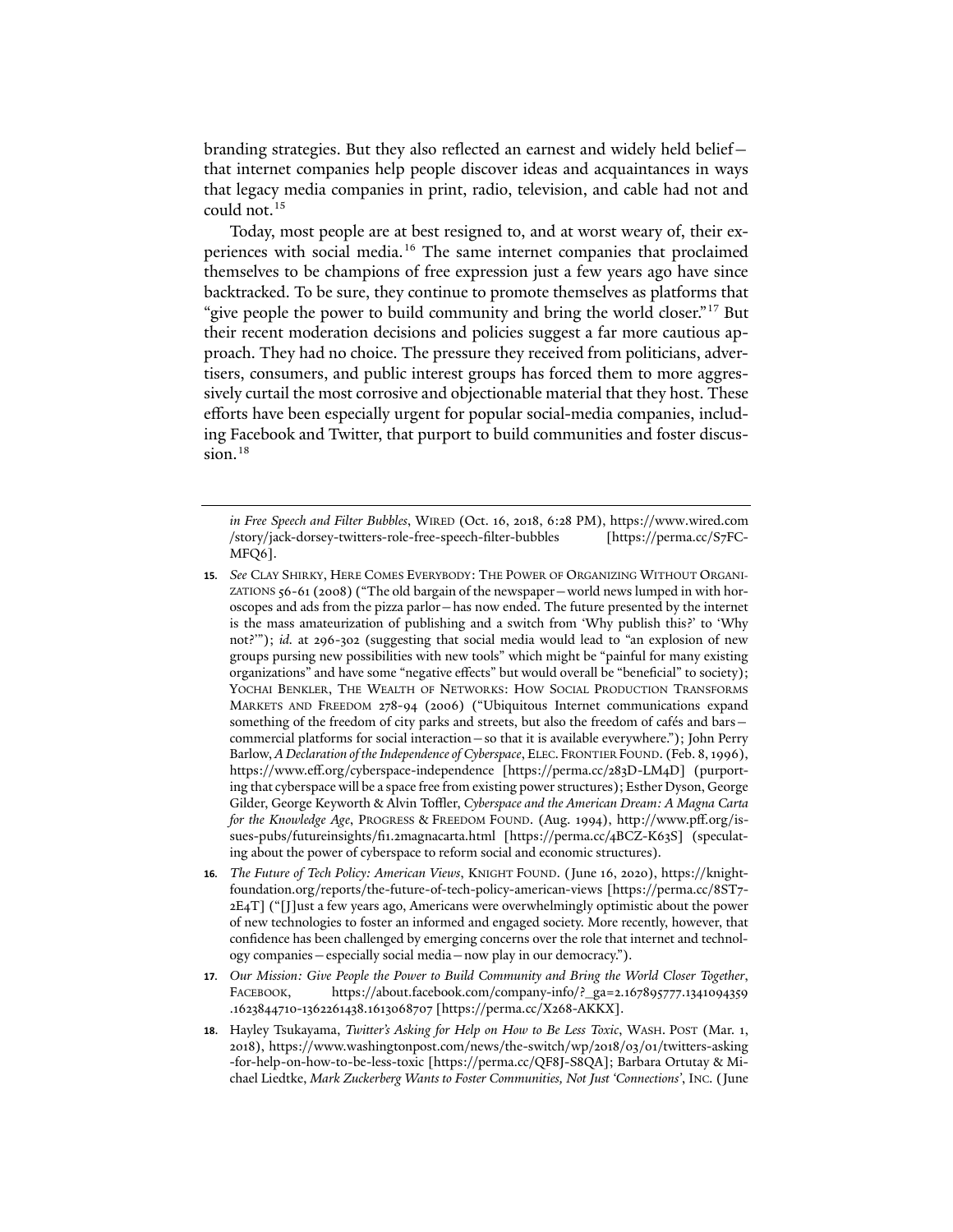branding strategies. But they also reflected an earnest and widely held belief—that internet companies help people discover ideas and acquaintances in ways that legacy media companies in print, radio, television, and cable had not and could not.[15]

Today, most people are at best resigned to, and at worst weary of, their experiences with social media.[16] The same internet companies that proclaimed themselves to be champions of free expression just a few years ago have since backtracked. To be sure, they continue to promote themselves as platforms that "give people the power to build community and bring the world closer."[17] But their recent moderation decisions and policies suggest a far more cautious approach. They had no choice. The pressure they received from politicians, advertisers, consumers, and public interest groups has forced them to more aggressively curtail the most corrosive and objectionable material that they host. These efforts have been especially urgent for popular social-media companies, including Facebook and Twitter, that purport to build communities and foster discussion.[18]

---

*in Free Speech and Filter Bubbles*, WIRED (Oct. 16, 2018, 6:28 PM), https://www.wired.com/story/jack-dorsey-twitters-role-free-speech-filter-bubbles [https://perma.cc/S7FC-MFQ6].

**15.** *See* CLAY SHIRKY, HERE COMES EVERYBODY: THE POWER OF ORGANIZING WITHOUT ORGANIZATIONS 56-61 (2008) ("The old bargain of the newspaper—world news lumped in with horoscopes and ads from the pizza parlor—has now ended. The future presented by the internet is the mass amateurization of publishing and a switch from 'Why publish this?' to 'Why not?'"); *id.* at 296-302 (suggesting that social media would lead to "an explosion of new groups pursing new possibilities with new tools" which might be "painful for many existing organizations" and have some "negative effects" but would overall be "beneficial" to society); YOCHAI BENKLER, THE WEALTH OF NETWORKS: HOW SOCIAL PRODUCTION TRANSFORMS MARKETS AND FREEDOM 278-94 (2006) ("Ubiquitous Internet communications expand something of the freedom of city parks and streets, but also the freedom of cafés and bars—commercial platforms for social interaction—so that it is available everywhere."); John Perry Barlow, *A Declaration of the Independence of Cyberspace*, ELEC. FRONTIER FOUND. (Feb. 8, 1996), https://www.eff.org/cyberspace-independence [https://perma.cc/283D-LM4D] (purporting that cyberspace will be a space free from existing power structures); Esther Dyson, George Gilder, George Keyworth & Alvin Toffler, *Cyberspace and the American Dream: A Magna Carta for the Knowledge Age*, PROGRESS & FREEDOM FOUND. (Aug. 1994), http://www.pff.org/issues-pubs/futureinsights/fi1.2magnacarta.html [https://perma.cc/4BCZ-K63S] (speculating about the power of cyberspace to reform social and economic structures).

**16.** *The Future of Tech Policy: American Views*, KNIGHT FOUND. (June 16, 2020), https://knightfoundation.org/reports/the-future-of-tech-policy-american-views [https://perma.cc/8ST7-2E4T] ("[J]ust a few years ago, Americans were overwhelmingly optimistic about the power of new technologies to foster an informed and engaged society. More recently, however, that confidence has been challenged by emerging concerns over the role that internet and technology companies—especially social media—now play in our democracy.").

**17.** *Our Mission: Give People the Power to Build Community and Bring the World Closer Together*, FACEBOOK, https://about.facebook.com/company-info/?_ga=2.167895777.1341094359.1623844710-1362261438.1613068707 [https://perma.cc/X268-AKKX].

**18.** Hayley Tsukayama, *Twitter's Asking for Help on How to Be Less Toxic*, WASH. POST (Mar. 1, 2018), https://www.washingtonpost.com/news/the-switch/wp/2018/03/01/twitters-asking-for-help-on-how-to-be-less-toxic [https://perma.cc/QF8J-S8QA]; Barbara Ortutay & Michael Liedtke, *Mark Zuckerberg Wants to Foster Communities, Not Just 'Connections'*, INC. (June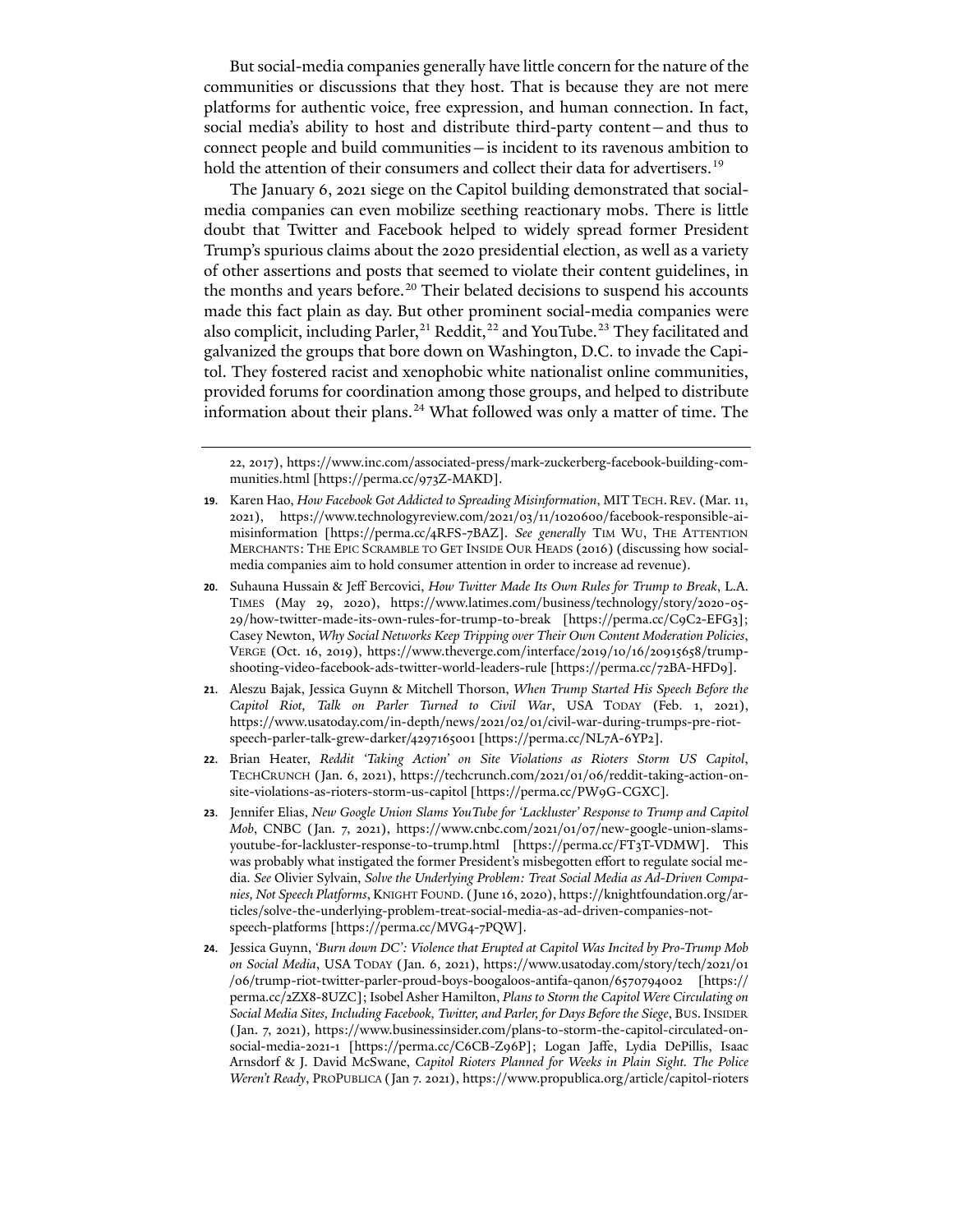But social-media companies generally have little concern for the nature of the communities or discussions that they host. That is because they are not mere platforms for authentic voice, free expression, and human connection. In fact, social media's ability to host and distribute third-party content—and thus to connect people and build communities—is incident to its ravenous ambition to hold the attention of their consumers and collect their data for advertisers.[19]

The January 6, 2021 siege on the Capitol building demonstrated that social-media companies can even mobilize seething reactionary mobs. There is little doubt that Twitter and Facebook helped to widely spread former President Trump's spurious claims about the 2020 presidential election, as well as a variety of other assertions and posts that seemed to violate their content guidelines, in the months and years before.[20] Their belated decisions to suspend his accounts made this fact plain as day. But other prominent social-media companies were also complicit, including Parler,[21] Reddit,[22] and YouTube.[23] They facilitated and galvanized the groups that bore down on Washington, D.C. to invade the Capitol. They fostered racist and xenophobic white nationalist online communities, provided forums for coordination among those groups, and helped to distribute information about their plans.[24] What followed was only a matter of time. The

---

22, 2017), https://www.inc.com/associated-press/mark-zuckerberg-facebook-building-communities.html [https://perma.cc/973Z-MAKD].

19. Karen Hao, *How Facebook Got Addicted to Spreading Misinformation*, MIT TECH. REV. (Mar. 11, 2021), https://www.technologyreview.com/2021/03/11/1020600/facebook-responsible-ai-misinformation [https://perma.cc/4RFS-7BAZ]. *See generally* TIM WU, THE ATTENTION MERCHANTS: THE EPIC SCRAMBLE TO GET INSIDE OUR HEADS (2016) (discussing how social-media companies aim to hold consumer attention in order to increase ad revenue).

20. Suhauna Hussain & Jeff Bercovici, *How Twitter Made Its Own Rules for Trump to Break*, L.A. TIMES (May 29, 2020), https://www.latimes.com/business/technology/story/2020-05-29/how-twitter-made-its-own-rules-for-trump-to-break [https://perma.cc/C9C2-EFG3]; Casey Newton, *Why Social Networks Keep Tripping over Their Own Content Moderation Policies*, VERGE (Oct. 16, 2019), https://www.theverge.com/interface/2019/10/16/20915658/trump-shooting-video-facebook-ads-twitter-world-leaders-rule [https://perma.cc/72BA-HFD9].

21. Aleszu Bajak, Jessica Guynn & Mitchell Thorson, *When Trump Started His Speech Before the Capitol Riot, Talk on Parler Turned to Civil War*, USA TODAY (Feb. 1, 2021), https://www.usatoday.com/in-depth/news/2021/02/01/civil-war-during-trumps-pre-riot-speech-parler-talk-grew-darker/4297165001 [https://perma.cc/NL7A-6YP2].

22. Brian Heater, *Reddit 'Taking Action' on Site Violations as Rioters Storm US Capitol*, TECHCRUNCH (Jan. 6, 2021), https://techcrunch.com/2021/01/06/reddit-taking-action-on-site-violations-as-rioters-storm-us-capitol [https://perma.cc/PW9G-CGXC].

23. Jennifer Elias, *New Google Union Slams YouTube for 'Lackluster' Response to Trump and Capitol Mob*, CNBC (Jan. 7, 2021), https://www.cnbc.com/2021/01/07/new-google-union-slams-youtube-for-lackluster-response-to-trump.html [https://perma.cc/FT3T-VDMW]. This was probably what instigated the former President's misbegotten effort to regulate social media. *See* Olivier Sylvain, *Solve the Underlying Problem: Treat Social Media as Ad-Driven Companies, Not Speech Platforms*, KNIGHT FOUND. (June 16, 2020), https://knightfoundation.org/articles/solve-the-underlying-problem-treat-social-media-as-ad-driven-companies-not-speech-platforms [https://perma.cc/MVG4-7PQW].

24. Jessica Guynn, *'Burn down DC': Violence that Erupted at Capitol Was Incited by Pro-Trump Mob on Social Media*, USA TODAY (Jan. 6, 2021), https://www.usatoday.com/story/tech/2021/01/06/trump-riot-twitter-parler-proud-boys-boogaloos-antifa-qanon/6570794002 [https://perma.cc/2ZX8-8UZC]; Isobel Asher Hamilton, *Plans to Storm the Capitol Were Circulating on Social Media Sites, Including Facebook, Twitter, and Parler, for Days Before the Siege*, BUS. INSIDER (Jan. 7, 2021), https://www.businessinsider.com/plans-to-storm-the-capitol-circulated-on-social-media-2021-1 [https://perma.cc/C6CB-Z96P]; Logan Jaffe, Lydia DePillis, Isaac Arnsdorf & J. David McSwane, *Capitol Rioters Planned for Weeks in Plain Sight. The Police Weren't Ready*, PROPUBLICA (Jan 7. 2021), https://www.propublica.org/article/capitol-rioters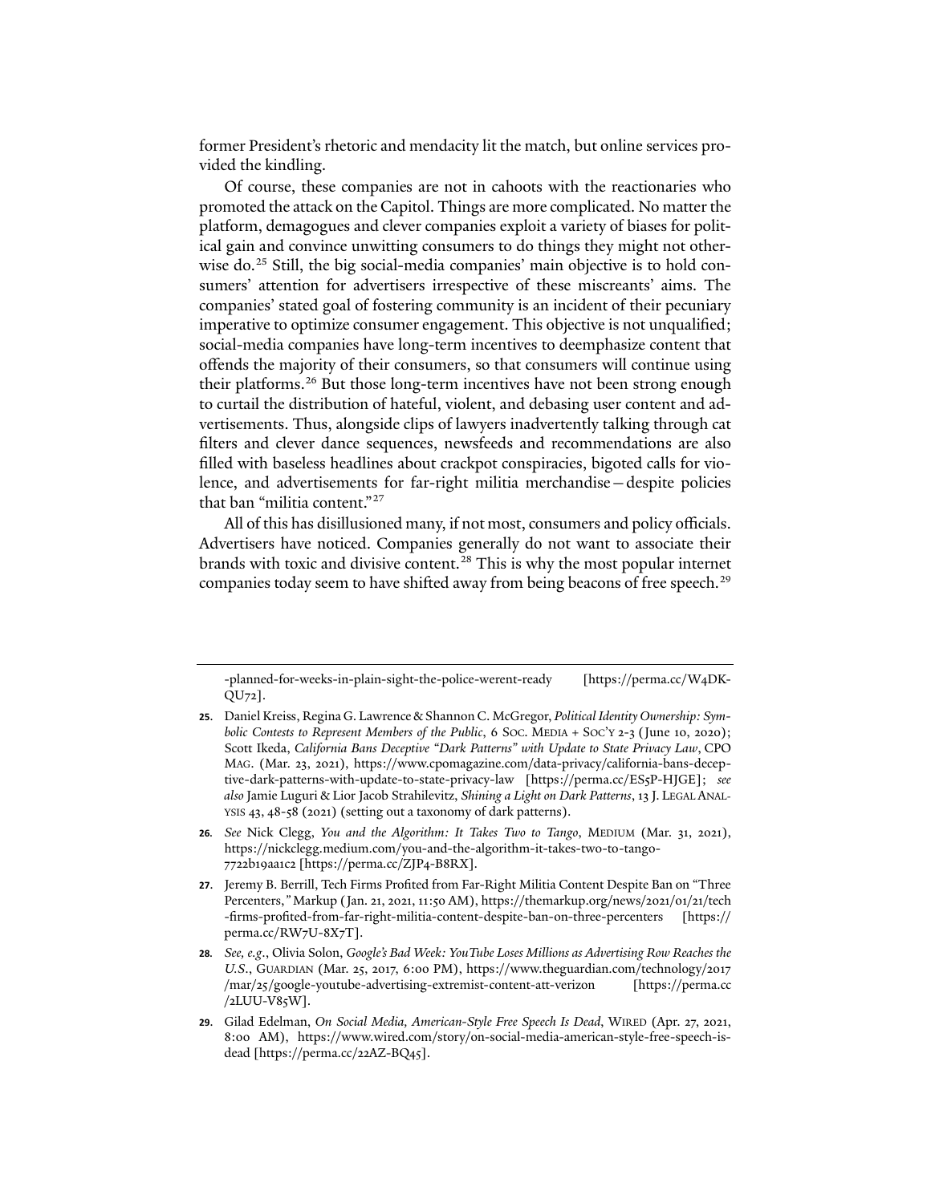former President's rhetoric and mendacity lit the match, but online services provided the kindling.

Of course, these companies are not in cahoots with the reactionaries who promoted the attack on the Capitol. Things are more complicated. No matter the platform, demagogues and clever companies exploit a variety of biases for political gain and convince unwitting consumers to do things they might not otherwise do.[25] Still, the big social-media companies' main objective is to hold consumers' attention for advertisers irrespective of these miscreants' aims. The companies' stated goal of fostering community is an incident of their pecuniary imperative to optimize consumer engagement. This objective is not unqualified; social-media companies have long-term incentives to deemphasize content that offends the majority of their consumers, so that consumers will continue using their platforms.[26] But those long-term incentives have not been strong enough to curtail the distribution of hateful, violent, and debasing user content and advertisements. Thus, alongside clips of lawyers inadvertently talking through cat filters and clever dance sequences, newsfeeds and recommendations are also filled with baseless headlines about crackpot conspiracies, bigoted calls for violence, and advertisements for far-right militia merchandise—despite policies that ban "militia content."[27]

All of this has disillusioned many, if not most, consumers and policy officials. Advertisers have noticed. Companies generally do not want to associate their brands with toxic and divisive content.[28] This is why the most popular internet companies today seem to have shifted away from being beacons of free speech.[29]

---

-planned-for-weeks-in-plain-sight-the-police-werent-ready [https://perma.cc/W4DK-QU72].

25. Daniel Kreiss, Regina G. Lawrence & Shannon C. McGregor, *Political Identity Ownership: Symbolic Contests to Represent Members of the Public*, 6 SOC. MEDIA + SOC'Y 2-3 (June 10, 2020); Scott Ikeda, *California Bans Deceptive "Dark Patterns" with Update to State Privacy Law*, CPO MAG. (Mar. 23, 2021), https://www.cpomagazine.com/data-privacy/california-bans-deceptive-dark-patterns-with-update-to-state-privacy-law [https://perma.cc/ES5P-HJGE]; *see also* Jamie Luguri & Lior Jacob Strahilevitz, *Shining a Light on Dark Patterns*, 13 J. LEGAL ANALYSIS 43, 48-58 (2021) (setting out a taxonomy of dark patterns).

26. *See* Nick Clegg, *You and the Algorithm: It Takes Two to Tango*, MEDIUM (Mar. 31, 2021), https://nickclegg.medium.com/you-and-the-algorithm-it-takes-two-to-tango-7722b19aa1c2 [https://perma.cc/ZJP4-B8RX].

27. Jeremy B. Berrill, Tech Firms Profited from Far-Right Militia Content Despite Ban on "Three Percenters," Markup (Jan. 21, 2021, 11:50 AM), https://themarkup.org/news/2021/01/21/tech-firms-profited-from-far-right-militia-content-despite-ban-on-three-percenters [https://perma.cc/RW7U-8X7T].

28. *See, e.g.*, Olivia Solon, *Google's Bad Week: YouTube Loses Millions as Advertising Row Reaches the U.S.*, GUARDIAN (Mar. 25, 2017, 6:00 PM), https://www.theguardian.com/technology/2017/mar/25/google-youtube-advertising-extremist-content-att-verizon [https://perma.cc/2LUU-V85W].

29. Gilad Edelman, *On Social Media, American-Style Free Speech Is Dead*, WIRED (Apr. 27, 2021, 8:00 AM), https://www.wired.com/story/on-social-media-american-style-free-speech-is-dead [https://perma.cc/22AZ-BQ45].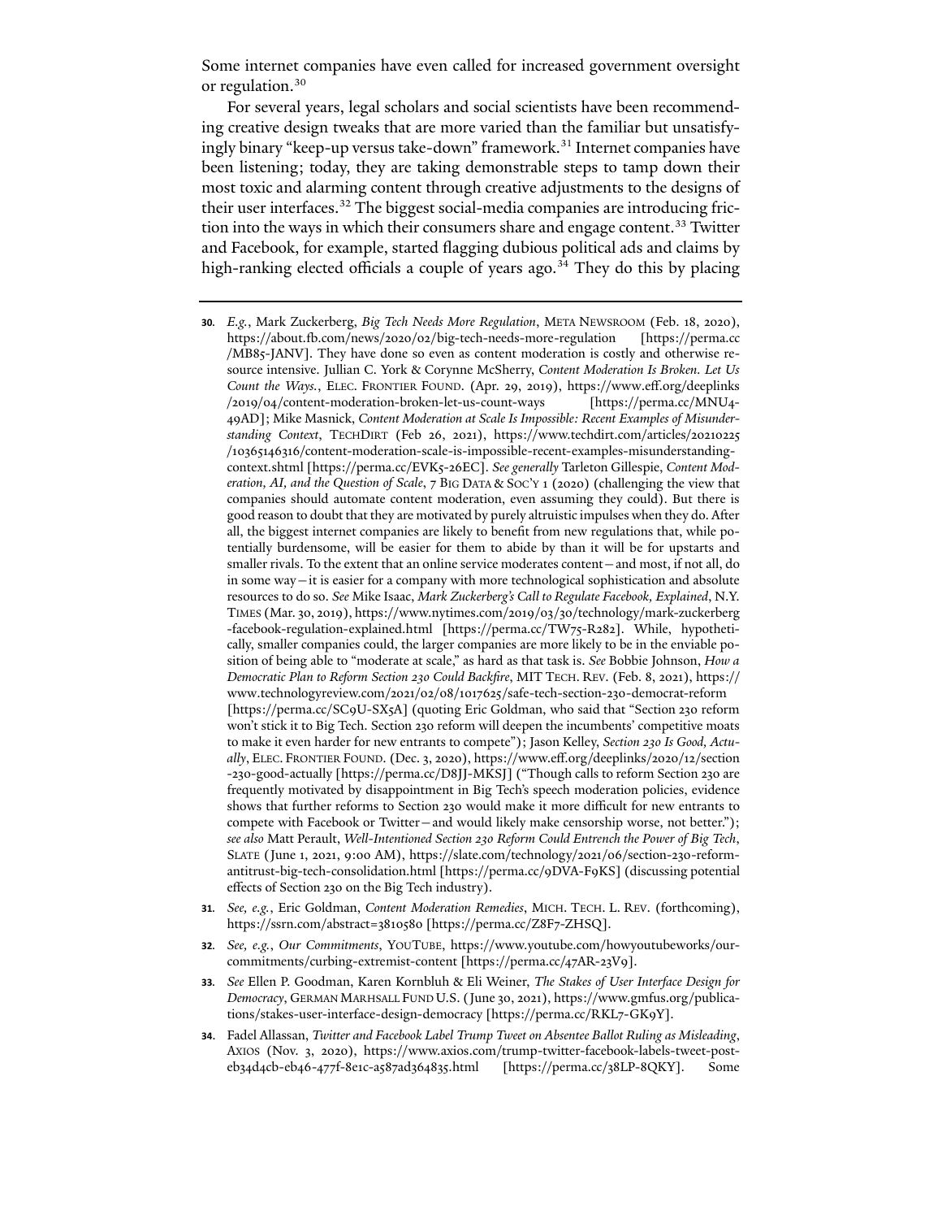Some internet companies have even called for increased government oversight or regulation.[30]

For several years, legal scholars and social scientists have been recommending creative design tweaks that are more varied than the familiar but unsatisfyingly binary "keep-up versus take-down" framework.[31] Internet companies have been listening; today, they are taking demonstrable steps to tamp down their most toxic and alarming content through creative adjustments to the designs of their user interfaces.[32] The biggest social-media companies are introducing friction into the ways in which their consumers share and engage content.[33] Twitter and Facebook, for example, started flagging dubious political ads and claims by high-ranking elected officials a couple of years ago.[34] They do this by placing

---

**30.** *E.g.*, Mark Zuckerberg, *Big Tech Needs More Regulation*, META NEWSROOM (Feb. 18, 2020), https://about.fb.com/news/2020/02/big-tech-needs-more-regulation [https://perma.cc/MB85-JANV]. They have done so even as content moderation is costly and otherwise resource intensive. Jullian C. York & Corynne McSherry, *Content Moderation Is Broken. Let Us Count the Ways.*, ELEC. FRONTIER FOUND. (Apr. 29, 2019), https://www.eff.org/deeplinks/2019/04/content-moderation-broken-let-us-count-ways [https://perma.cc/MNU4-49AD]; Mike Masnick, *Content Moderation at Scale Is Impossible: Recent Examples of Misunderstanding Context*, TECHDIRT (Feb 26, 2021), https://www.techdirt.com/articles/20210225/10365146316/content-moderation-scale-is-impossible-recent-examples-misunderstanding-context.shtml [https://perma.cc/EVK5-26EC]. *See generally* Tarleton Gillespie, *Content Moderation, AI, and the Question of Scale*, 7 BIG DATA & SOC'Y 1 (2020) (challenging the view that companies should automate content moderation, even assuming they could). But there is good reason to doubt that they are motivated by purely altruistic impulses when they do. After all, the biggest internet companies are likely to benefit from new regulations that, while potentially burdensome, will be easier for them to abide by than it will be for upstarts and smaller rivals. To the extent that an online service moderates content—and most, if not all, do in some way—it is easier for a company with more technological sophistication and absolute resources to do so. *See* Mike Isaac, *Mark Zuckerberg's Call to Regulate Facebook, Explained*, N.Y. TIMES (Mar. 30, 2019), https://www.nytimes.com/2019/03/30/technology/mark-zuckerberg-facebook-regulation-explained.html [https://perma.cc/TW75-R282]. While, hypothetically, smaller companies could, the larger companies are more likely to be in the enviable position of being able to "moderate at scale," as hard as that task is. *See* Bobbie Johnson, *How a Democratic Plan to Reform Section 230 Could Backfire*, MIT TECH. REV. (Feb. 8, 2021), https://www.technologyreview.com/2021/02/08/1017625/safe-tech-section-230-democrat-reform [https://perma.cc/SC9U-SX5A] (quoting Eric Goldman, who said that "Section 230 reform won't stick it to Big Tech. Section 230 reform will deepen the incumbents' competitive moats to make it even harder for new entrants to compete"); Jason Kelley, *Section 230 Is Good, Actually*, ELEC. FRONTIER FOUND. (Dec. 3, 2020), https://www.eff.org/deeplinks/2020/12/section-230-good-actually [https://perma.cc/D8JJ-MKSJ] ("Though calls to reform Section 230 are frequently motivated by disappointment in Big Tech's speech moderation policies, evidence shows that further reforms to Section 230 would make it more difficult for new entrants to compete with Facebook or Twitter—and would likely make censorship worse, not better."); *see also* Matt Perault, *Well-Intentioned Section 230 Reform Could Entrench the Power of Big Tech*, SLATE (June 1, 2021, 9:00 AM), https://slate.com/technology/2021/06/section-230-reform-antitrust-big-tech-consolidation.html [https://perma.cc/9DVA-F9KS] (discussing potential effects of Section 230 on the Big Tech industry).

**31.** *See, e.g.*, Eric Goldman, *Content Moderation Remedies*, MICH. TECH. L. REV. (forthcoming), https://ssrn.com/abstract=3810580 [https://perma.cc/Z8F7-ZHSQ].

**32.** *See, e.g.*, *Our Commitments*, YOUTUBE, https://www.youtube.com/howyoutubeworks/our-commitments/curbing-extremist-content [https://perma.cc/47AR-23V9].

**33.** *See* Ellen P. Goodman, Karen Kornbluh & Eli Weiner, *The Stakes of User Interface Design for Democracy*, GERMAN MARHSALL FUND U.S. (June 30, 2021), https://www.gmfus.org/publications/stakes-user-interface-design-democracy [https://perma.cc/RKL7-GK9Y].

**34.** Fadel Allassan, *Twitter and Facebook Label Trump Tweet on Absentee Ballot Ruling as Misleading*, AXIOS (Nov. 3, 2020), https://www.axios.com/trump-twitter-facebook-labels-tweet-post-eb34d4cb-eb46-477f-8e1c-a587ad364835.html [https://perma.cc/38LP-8QKY]. Some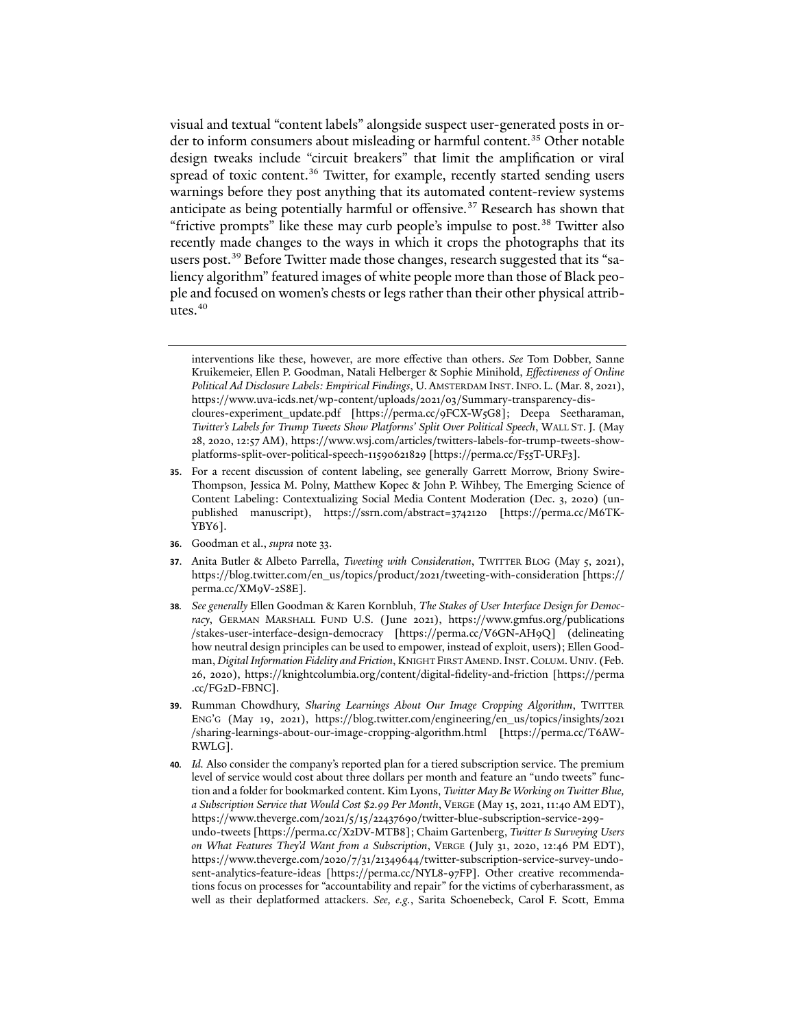visual and textual "content labels" alongside suspect user-generated posts in order to inform consumers about misleading or harmful content.[35] Other notable design tweaks include "circuit breakers" that limit the amplification or viral spread of toxic content.[36] Twitter, for example, recently started sending users warnings before they post anything that its automated content-review systems anticipate as being potentially harmful or offensive.[37] Research has shown that "frictive prompts" like these may curb people's impulse to post.[38] Twitter also recently made changes to the ways in which it crops the photographs that its users post.[39] Before Twitter made those changes, research suggested that its "saliency algorithm" featured images of white people more than those of Black people and focused on women's chests or legs rather than their other physical attributes.[40]

---

interventions like these, however, are more effective than others. *See* Tom Dobber, Sanne Kruikemeier, Ellen P. Goodman, Natali Helberger & Sophie Minihold, *Effectiveness of Online Political Ad Disclosure Labels: Empirical Findings*, U. AMSTERDAM INST. INFO. L. (Mar. 8, 2021), https://www.uva-icds.net/wp-content/uploads/2021/03/Summary-transparency-discloures-experiment_update.pdf [https://perma.cc/9FCX-W5G8]; Deepa Seetharaman, *Twitter's Labels for Trump Tweets Show Platforms' Split Over Political Speech*, WALL ST. J. (May 28, 2020, 12:57 AM), https://www.wsj.com/articles/twitters-labels-for-trump-tweets-show-platforms-split-over-political-speech-11590621829 [https://perma.cc/F55T-URF3].

**35.** For a recent discussion of content labeling, see generally Garrett Morrow, Briony Swire-Thompson, Jessica M. Polny, Matthew Kopec & John P. Wihbey, The Emerging Science of Content Labeling: Contextualizing Social Media Content Moderation (Dec. 3, 2020) (unpublished manuscript), https://ssrn.com/abstract=3742120 [https://perma.cc/M6TK-YBY6].

**36.** Goodman et al., *supra* note 33.

**37.** Anita Butler & Albeto Parrella, *Tweeting with Consideration*, TWITTER BLOG (May 5, 2021), https://blog.twitter.com/en_us/topics/product/2021/tweeting-with-consideration [https://perma.cc/XM9V-2S8E].

**38.** *See generally* Ellen Goodman & Karen Kornbluh, *The Stakes of User Interface Design for Democracy*, GERMAN MARSHALL FUND U.S. (June 2021), https://www.gmfus.org/publications/stakes-user-interface-design-democracy [https://perma.cc/V6GN-AH9Q] (delineating how neutral design principles can be used to empower, instead of exploit, users); Ellen Goodman, *Digital Information Fidelity and Friction*, KNIGHT FIRST AMEND. INST. COLUM. UNIV. (Feb. 26, 2020), https://knightcolumbia.org/content/digital-fidelity-and-friction [https://perma.cc/FG2D-FBNC].

**39.** Rumman Chowdhury, *Sharing Learnings About Our Image Cropping Algorithm*, TWITTER ENG'G (May 19, 2021), https://blog.twitter.com/engineering/en_us/topics/insights/2021/sharing-learnings-about-our-image-cropping-algorithm.html [https://perma.cc/T6AW-RWLG].

**40.** *Id.* Also consider the company's reported plan for a tiered subscription service. The premium level of service would cost about three dollars per month and feature an "undo tweets" function and a folder for bookmarked content. Kim Lyons, *Twitter May Be Working on Twitter Blue, a Subscription Service that Would Cost $2.99 Per Month*, VERGE (May 15, 2021, 11:40 AM EDT), https://www.theverge.com/2021/5/15/22437690/twitter-blue-subscription-service-299-undo-tweets [https://perma.cc/X2DV-MTB8]; Chaim Gartenberg, *Twitter Is Surveying Users on What Features They'd Want from a Subscription*, VERGE (July 31, 2020, 12:46 PM EDT), https://www.theverge.com/2020/7/31/21349644/twitter-subscription-service-survey-undo-sent-analytics-feature-ideas [https://perma.cc/NYL8-97FP]. Other creative recommendations focus on processes for "accountability and repair" for the victims of cyberharassment, as well as their deplatformed attackers. *See, e.g.*, Sarita Schoenebeck, Carol F. Scott, Emma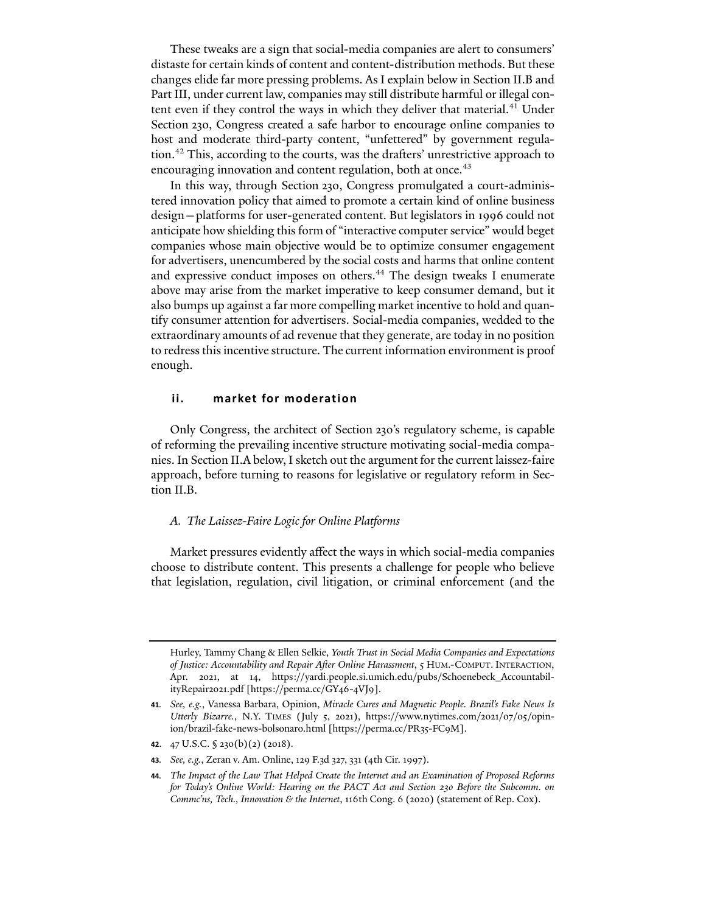These tweaks are a sign that social-media companies are alert to consumers' distaste for certain kinds of content and content-distribution methods. But these changes elide far more pressing problems. As I explain below in Section II.B and Part III, under current law, companies may still distribute harmful or illegal content even if they control the ways in which they deliver that material.[41] Under Section 230, Congress created a safe harbor to encourage online companies to host and moderate third-party content, "unfettered" by government regulation.[42] This, according to the courts, was the drafters' unrestrictive approach to encouraging innovation and content regulation, both at once.[43]

In this way, through Section 230, Congress promulgated a court-administered innovation policy that aimed to promote a certain kind of online business design—platforms for user-generated content. But legislators in 1996 could not anticipate how shielding this form of "interactive computer service" would beget companies whose main objective would be to optimize consumer engagement for advertisers, unencumbered by the social costs and harms that online content and expressive conduct imposes on others.[44] The design tweaks I enumerate above may arise from the market imperative to keep consumer demand, but it also bumps up against a far more compelling market incentive to hold and quantify consumer attention for advertisers. Social-media companies, wedded to the extraordinary amounts of ad revenue that they generate, are today in no position to redress this incentive structure. The current information environment is proof enough.

## ii. market for moderation

Only Congress, the architect of Section 230's regulatory scheme, is capable of reforming the prevailing incentive structure motivating social-media companies. In Section II.A below, I sketch out the argument for the current laissez-faire approach, before turning to reasons for legislative or regulatory reform in Section II.B.

### *A. The Laissez-Faire Logic for Online Platforms*

Market pressures evidently affect the ways in which social-media companies choose to distribute content. This presents a challenge for people who believe that legislation, regulation, civil litigation, or criminal enforcement (and the

---

Hurley, Tammy Chang & Ellen Selkie, *Youth Trust in Social Media Companies and Expectations of Justice: Accountability and Repair After Online Harassment*, 5 Hum.-Comput. Interaction, Apr. 2021, at 14, https://yardi.people.si.umich.edu/pubs/Schoenebeck_AccountabilityRepair2021.pdf [https://perma.cc/GY46-4VJ9].

**41.** *See, e.g.*, Vanessa Barbara, Opinion, *Miracle Cures and Magnetic People. Brazil's Fake News Is Utterly Bizarre.*, N.Y. Times (July 5, 2021), https://www.nytimes.com/2021/07/05/opinion/brazil-fake-news-bolsonaro.html [https://perma.cc/PR35-FC9M].

**42.** 47 U.S.C. § 230(b)(2) (2018).

**43.** *See, e.g.*, Zeran v. Am. Online, 129 F.3d 327, 331 (4th Cir. 1997).

**44.** *The Impact of the Law That Helped Create the Internet and an Examination of Proposed Reforms for Today's Online World: Hearing on the PACT Act and Section 230 Before the Subcomm. on Commc'ns, Tech., Innovation & the Internet*, 116th Cong. 6 (2020) (statement of Rep. Cox).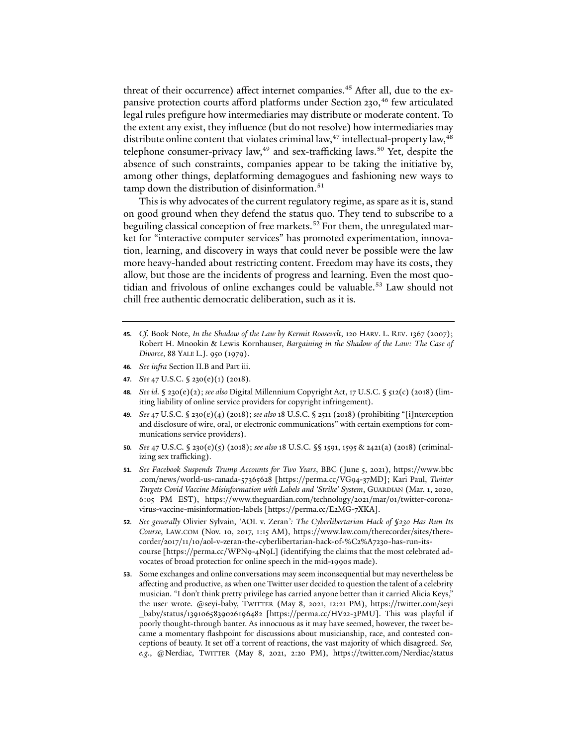threat of their occurrence) affect internet companies.[45] After all, due to the expansive protection courts afford platforms under Section 230,[46] few articulated legal rules prefigure how intermediaries may distribute or moderate content. To the extent any exist, they influence (but do not resolve) how intermediaries may distribute online content that violates criminal law,[47] intellectual-property law,[48] telephone consumer-privacy law,[49] and sex-trafficking laws.[50] Yet, despite the absence of such constraints, companies appear to be taking the initiative by, among other things, deplatforming demagogues and fashioning new ways to tamp down the distribution of disinformation.[51]

This is why advocates of the current regulatory regime, as spare as it is, stand on good ground when they defend the status quo. They tend to subscribe to a beguiling classical conception of free markets.[52] For them, the unregulated market for "interactive computer services" has promoted experimentation, innovation, learning, and discovery in ways that could never be possible were the law more heavy-handed about restricting content. Freedom may have its costs, they allow, but those are the incidents of progress and learning. Even the most quotidian and frivolous of online exchanges could be valuable.[53] Law should not chill free authentic democratic deliberation, such as it is.

---

45. *Cf.* Book Note, *In the Shadow of the Law by Kermit Roosevelt*, 120 HARV. L. REV. 1367 (2007); Robert H. Mnookin & Lewis Kornhauser, *Bargaining in the Shadow of the Law: The Case of Divorce*, 88 YALE L.J. 950 (1979).

46. *See infra* Section II.B and Part iii.

47. *See* 47 U.S.C. § 230(e)(1) (2018).

48. *See id.* § 230(e)(2); *see also* Digital Millennium Copyright Act, 17 U.S.C. § 512(c) (2018) (limiting liability of online service providers for copyright infringement).

49. *See* 47 U.S.C. § 230(e)(4) (2018); *see also* 18 U.S.C. § 2511 (2018) (prohibiting "[i]nterception and disclosure of wire, oral, or electronic communications" with certain exemptions for communications service providers).

50. *See* 47 U.S.C. § 230(e)(5) (2018); *see also* 18 U.S.C. §§ 1591, 1595 & 2421(a) (2018) (criminalizing sex trafficking).

51. *See Facebook Suspends Trump Accounts for Two Years*, BBC (June 5, 2021), https://www.bbc.com/news/world-us-canada-57365628 [https://perma.cc/VG94-37MD]; Kari Paul, *Twitter Targets Covid Vaccine Misinformation with Labels and 'Strike' System*, GUARDIAN (Mar. 1, 2020, 6:05 PM EST), https://www.theguardian.com/technology/2021/mar/01/twitter-coronavirus-vaccine-misinformation-labels [https://perma.cc/E2MG-7XKA].

52. *See generally* Olivier Sylvain, *'AOL v. Zeran': The Cyberlibertarian Hack of §230 Has Run Its Course*, LAW.COM (Nov. 10, 2017, 1:15 AM), https://www.law.com/therecorder/sites/therecorder/2017/11/10/aol-v-zeran-the-cyberlibertarian-hack-of-%C2%A7230-has-run-its-course [https://perma.cc/WPN9-4N9L] (identifying the claims that the most celebrated advocates of broad protection for online speech in the mid-1990s made).

53. Some exchanges and online conversations may seem inconsequential but may nevertheless be affecting and productive, as when one Twitter user decided to question the talent of a celebrity musician. "I don't think pretty privilege has carried anyone better than it carried Alicia Keys," the user wrote. @seyi-baby, TWITTER (May 8, 2021, 12:21 PM), https://twitter.com/seyi_baby/status/1391065839026196482 [https://perma.cc/HV22-3PMU]. This was playful if poorly thought-through banter. As innocuous as it may have seemed, however, the tweet became a momentary flashpoint for discussions about musicianship, race, and contested conceptions of beauty. It set off a torrent of reactions, the vast majority of which disagreed. *See, e.g.*, @Nerdiac, TWITTER (May 8, 2021, 2:20 PM), https://twitter.com/Nerdiac/status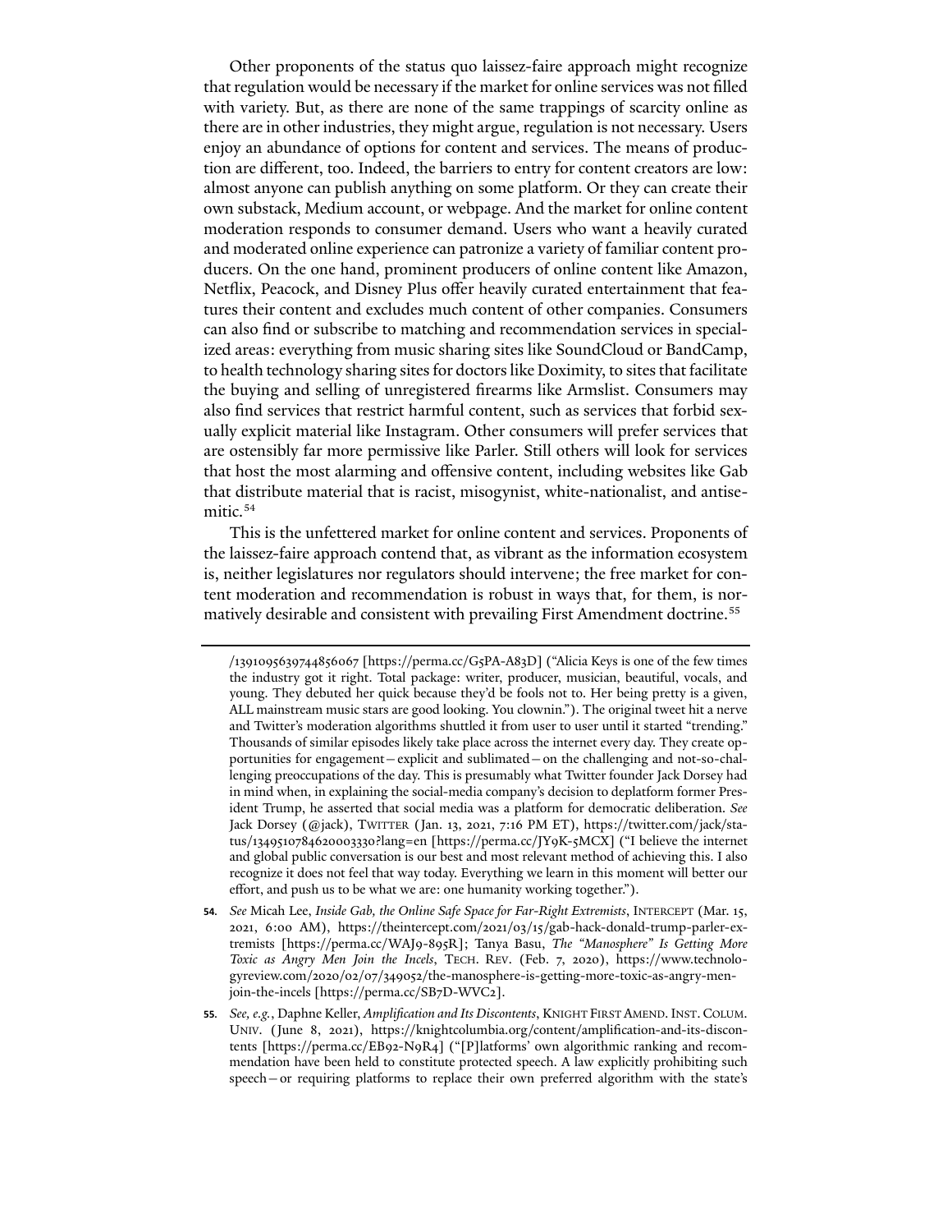Other proponents of the status quo laissez-faire approach might recognize that regulation would be necessary if the market for online services was not filled with variety. But, as there are none of the same trappings of scarcity online as there are in other industries, they might argue, regulation is not necessary. Users enjoy an abundance of options for content and services. The means of production are different, too. Indeed, the barriers to entry for content creators are low: almost anyone can publish anything on some platform. Or they can create their own substack, Medium account, or webpage. And the market for online content moderation responds to consumer demand. Users who want a heavily curated and moderated online experience can patronize a variety of familiar content producers. On the one hand, prominent producers of online content like Amazon, Netflix, Peacock, and Disney Plus offer heavily curated entertainment that features their content and excludes much content of other companies. Consumers can also find or subscribe to matching and recommendation services in specialized areas: everything from music sharing sites like SoundCloud or BandCamp, to health technology sharing sites for doctors like Doximity, to sites that facilitate the buying and selling of unregistered firearms like Armslist. Consumers may also find services that restrict harmful content, such as services that forbid sexually explicit material like Instagram. Other consumers will prefer services that are ostensibly far more permissive like Parler. Still others will look for services that host the most alarming and offensive content, including websites like Gab that distribute material that is racist, misogynist, white-nationalist, and antisemitic.[54]

This is the unfettered market for online content and services. Proponents of the laissez-faire approach contend that, as vibrant as the information ecosystem is, neither legislatures nor regulators should intervene; the free market for content moderation and recommendation is robust in ways that, for them, is normatively desirable and consistent with prevailing First Amendment doctrine.[55]

---

/1391095639744856067 [https://perma.cc/G5PA-A83D] ("Alicia Keys is one of the few times the industry got it right. Total package: writer, producer, musician, beautiful, vocals, and young. They debuted her quick because they'd be fools not to. Her being pretty is a given, ALL mainstream music stars are good looking. You clownin."). The original tweet hit a nerve and Twitter's moderation algorithms shuttled it from user to user until it started "trending." Thousands of similar episodes likely take place across the internet every day. They create opportunities for engagement—explicit and sublimated—on the challenging and not-so-challenging preoccupations of the day. This is presumably what Twitter founder Jack Dorsey had in mind when, in explaining the social-media company's decision to deplatform former President Trump, he asserted that social media was a platform for democratic deliberation. *See* Jack Dorsey (@jack), TWITTER (Jan. 13, 2021, 7:16 PM ET), https://twitter.com/jack/status/1349510784620003330?lang=en [https://perma.cc/JY9K-5MCX] ("I believe the internet and global public conversation is our best and most relevant method of achieving this. I also recognize it does not feel that way today. Everything we learn in this moment will better our effort, and push us to be what we are: one humanity working together.").

**54.** *See* Micah Lee, *Inside Gab, the Online Safe Space for Far-Right Extremists*, INTERCEPT (Mar. 15, 2021, 6:00 AM), https://theintercept.com/2021/03/15/gab-hack-donald-trump-parler-extremists [https://perma.cc/WAJ9-895R]; Tanya Basu, *The "Manosphere" Is Getting More Toxic as Angry Men Join the Incels*, TECH. REV. (Feb. 7, 2020), https://www.technologyreview.com/2020/02/07/349052/the-manosphere-is-getting-more-toxic-as-angry-men-join-the-incels [https://perma.cc/SB7D-WVC2].

**55.** *See, e.g.*, Daphne Keller, *Amplification and Its Discontents*, KNIGHT FIRST AMEND. INST. COLUM. UNIV. (June 8, 2021), https://knightcolumbia.org/content/amplification-and-its-discontents [https://perma.cc/EB92-N9R4] ("[P]latforms' own algorithmic ranking and recommendation have been held to constitute protected speech. A law explicitly prohibiting such speech—or requiring platforms to replace their own preferred algorithm with the state's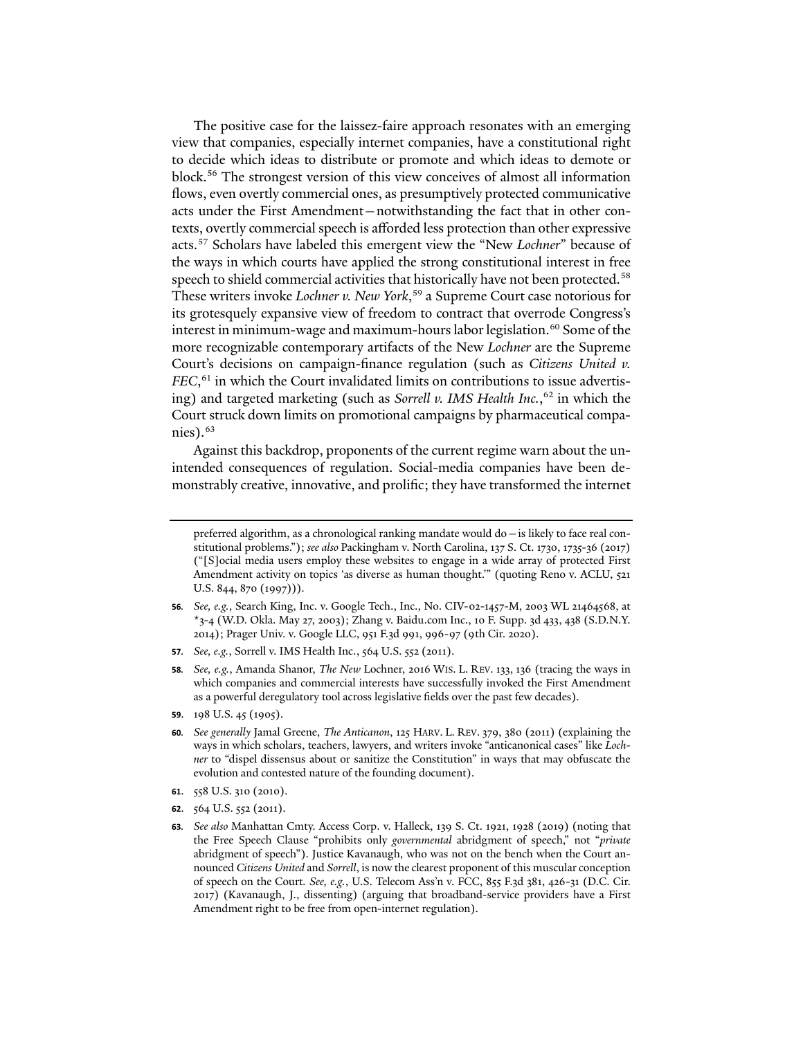The positive case for the laissez-faire approach resonates with an emerging view that companies, especially internet companies, have a constitutional right to decide which ideas to distribute or promote and which ideas to demote or block.[56] The strongest version of this view conceives of almost all information flows, even overtly commercial ones, as presumptively protected communicative acts under the First Amendment—notwithstanding the fact that in other contexts, overtly commercial speech is afforded less protection than other expressive acts.[57] Scholars have labeled this emergent view the "New *Lochner*" because of the ways in which courts have applied the strong constitutional interest in free speech to shield commercial activities that historically have not been protected.[58] These writers invoke *Lochner v. New York*,[59] a Supreme Court case notorious for its grotesquely expansive view of freedom to contract that overrode Congress's interest in minimum-wage and maximum-hours labor legislation.[60] Some of the more recognizable contemporary artifacts of the New *Lochner* are the Supreme Court's decisions on campaign-finance regulation (such as *Citizens United v. FEC*,[61] in which the Court invalidated limits on contributions to issue advertising) and targeted marketing (such as *Sorrell v. IMS Health Inc.*,[62] in which the Court struck down limits on promotional campaigns by pharmaceutical companies).[63]

Against this backdrop, proponents of the current regime warn about the unintended consequences of regulation. Social-media companies have been demonstrably creative, innovative, and prolific; they have transformed the internet

---

preferred algorithm, as a chronological ranking mandate would do—is likely to face real constitutional problems."); *see also* Packingham v. North Carolina, 137 S. Ct. 1730, 1735-36 (2017) ("[S]ocial media users employ these websites to engage in a wide array of protected First Amendment activity on topics 'as diverse as human thought.'" (quoting Reno v. ACLU, 521 U.S. 844, 870 (1997))).

**56.** *See, e.g.*, Search King, Inc. v. Google Tech., Inc., No. CIV-02-1457-M, 2003 WL 21464568, at *3-4 (W.D. Okla. May 27, 2003); Zhang v. Baidu.com Inc., 10 F. Supp. 3d 433, 438 (S.D.N.Y. 2014); Prager Univ. v. Google LLC, 951 F.3d 991, 996-97 (9th Cir. 2020).

**57.** *See, e.g.*, Sorrell v. IMS Health Inc., 564 U.S. 552 (2011).

**58.** *See, e.g.*, Amanda Shanor, *The New* Lochner, 2016 WIS. L. REV. 133, 136 (tracing the ways in which companies and commercial interests have successfully invoked the First Amendment as a powerful deregulatory tool across legislative fields over the past few decades).

**59.** 198 U.S. 45 (1905).

**60.** *See generally* Jamal Greene, *The Anticanon*, 125 HARV. L. REV. 379, 380 (2011) (explaining the ways in which scholars, teachers, lawyers, and writers invoke "anticanonical cases" like *Lochner* to "dispel dissensus about or sanitize the Constitution" in ways that may obfuscate the evolution and contested nature of the founding document).

**61.** 558 U.S. 310 (2010).

**62.** 564 U.S. 552 (2011).

**63.** *See also* Manhattan Cmty. Access Corp. v. Halleck, 139 S. Ct. 1921, 1928 (2019) (noting that the Free Speech Clause "prohibits only *governmental* abridgment of speech," not "*private* abridgment of speech"). Justice Kavanaugh, who was not on the bench when the Court announced *Citizens United* and *Sorrell*, is now the clearest proponent of this muscular conception of speech on the Court. *See, e.g.*, U.S. Telecom Ass'n v. FCC, 855 F.3d 381, 426-31 (D.C. Cir. 2017) (Kavanaugh, J., dissenting) (arguing that broadband-service providers have a First Amendment right to be free from open-internet regulation).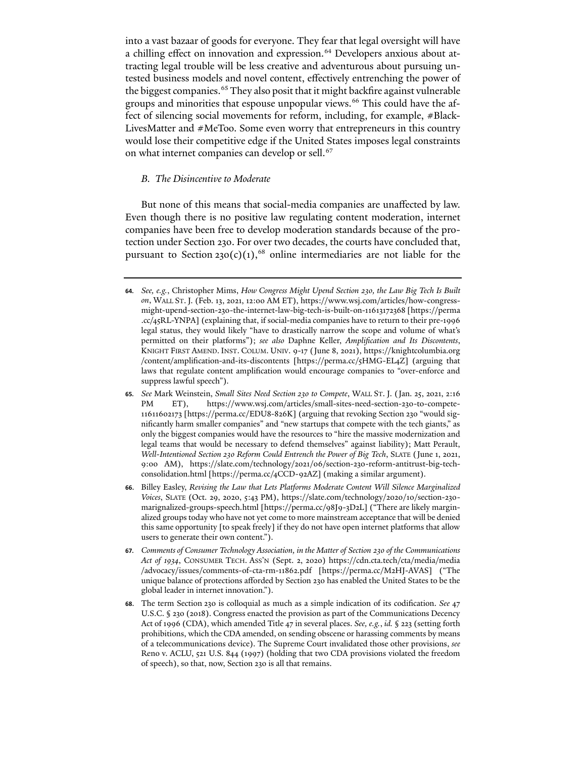into a vast bazaar of goods for everyone. They fear that legal oversight will have a chilling effect on innovation and expression.[64] Developers anxious about attracting legal trouble will be less creative and adventurous about pursuing untested business models and novel content, effectively entrenching the power of the biggest companies.[65] They also posit that it might backfire against vulnerable groups and minorities that espouse unpopular views.[66] This could have the affect of silencing social movements for reform, including, for example, #BlackLivesMatter and #MeToo. Some even worry that entrepreneurs in this country would lose their competitive edge if the United States imposes legal constraints on what internet companies can develop or sell.[67]

### *B. The Disincentive to Moderate*

But none of this means that social-media companies are unaffected by law. Even though there is no positive law regulating content moderation, internet companies have been free to develop moderation standards because of the protection under Section 230. For over two decades, the courts have concluded that, pursuant to Section 230(c)(1),[68] online intermediaries are not liable for the

---

**64.** *See, e.g.*, Christopher Mims, *How Congress Might Upend Section 230, the Law Big Tech Is Built on*, WALL ST. J. (Feb. 13, 2021, 12:00 AM ET), https://www.wsj.com/articles/how-congress-might-upend-section-230-the-internet-law-big-tech-is-built-on-11613172368 [https://perma.cc/45RL-YNPA] (explaining that, if social-media companies have to return to their pre-1996 legal status, they would likely "have to drastically narrow the scope and volume of what's permitted on their platforms"); *see also* Daphne Keller, *Amplification and Its Discontents*, KNIGHT FIRST AMEND. INST. COLUM. UNIV. 9-17 (June 8, 2021), https://knightcolumbia.org/content/amplification-and-its-discontents [https://perma.cc/5HMG-EL4Z] (arguing that laws that regulate content amplification would encourage companies to "over-enforce and suppress lawful speech").

**65.** *See* Mark Weinstein, *Small Sites Need Section 230 to Compete*, WALL ST. J. (Jan. 25, 2021, 2:16 PM ET), https://www.wsj.com/articles/small-sites-need-section-230-to-compete-11611602173 [https://perma.cc/EDU8-826K] (arguing that revoking Section 230 "would significantly harm smaller companies" and "new startups that compete with the tech giants," as only the biggest companies would have the resources to "hire the massive modernization and legal teams that would be necessary to defend themselves" against liability); Matt Perault, *Well-Intentioned Section 230 Reform Could Entrench the Power of Big Tech*, SLATE (June 1, 2021, 9:00 AM), https://slate.com/technology/2021/06/section-230-reform-antitrust-big-tech-consolidation.html [https://perma.cc/4CCD-92AZ] (making a similar argument).

**66.** Billey Easley, *Revising the Law that Lets Platforms Moderate Content Will Silence Marginalized Voices*, SLATE (Oct. 29, 2020, 5:43 PM), https://slate.com/technology/2020/10/section-230-marignalized-groups-speech.html [https://perma.cc/98J9-3D2L] ("There are likely marginalized groups today who have not yet come to more mainstream acceptance that will be denied this same opportunity [to speak freely] if they do not have open internet platforms that allow users to generate their own content.").

**67.** *Comments of Consumer Technology Association, in the Matter of Section 230 of the Communications Act of 1934*, CONSUMER TECH. ASS'N (Sept. 2, 2020) https://cdn.cta.tech/cta/media/media/advocacy/issues/comments-of-cta-rm-11862.pdf [https://perma.cc/M2HJ-AVAS] ("The unique balance of protections afforded by Section 230 has enabled the United States to be the global leader in internet innovation.").

**68.** The term Section 230 is colloquial as much as a simple indication of its codification. *See* 47 U.S.C. § 230 (2018). Congress enacted the provision as part of the Communications Decency Act of 1996 (CDA), which amended Title 47 in several places. *See, e.g.*, *id.* § 223 (setting forth prohibitions, which the CDA amended, on sending obscene or harassing comments by means of a telecommunications device). The Supreme Court invalidated those other provisions, *see* Reno v. ACLU, 521 U.S. 844 (1997) (holding that two CDA provisions violated the freedom of speech), so that, now, Section 230 is all that remains.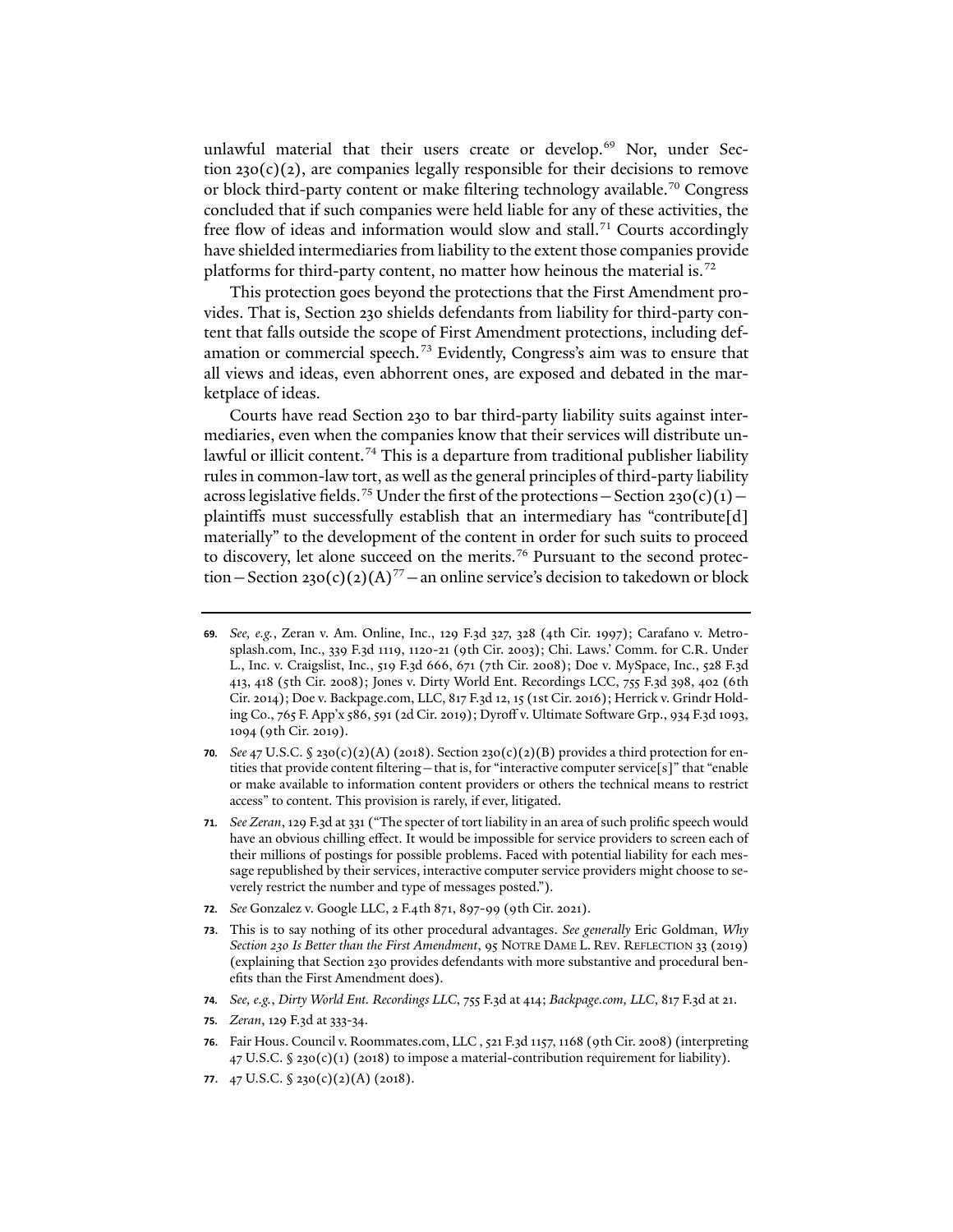unlawful material that their users create or develop.[69] Nor, under Section 230(c)(2), are companies legally responsible for their decisions to remove or block third-party content or make filtering technology available.[70] Congress concluded that if such companies were held liable for any of these activities, the free flow of ideas and information would slow and stall.[71] Courts accordingly have shielded intermediaries from liability to the extent those companies provide platforms for third-party content, no matter how heinous the material is.[72]

This protection goes beyond the protections that the First Amendment provides. That is, Section 230 shields defendants from liability for third-party content that falls outside the scope of First Amendment protections, including defamation or commercial speech.[73] Evidently, Congress's aim was to ensure that all views and ideas, even abhorrent ones, are exposed and debated in the marketplace of ideas.

Courts have read Section 230 to bar third-party liability suits against intermediaries, even when the companies know that their services will distribute unlawful or illicit content.[74] This is a departure from traditional publisher liability rules in common-law tort, as well as the general principles of third-party liability across legislative fields.[75] Under the first of the protections—Section 230(c)(1)—plaintiffs must successfully establish that an intermediary has "contribute[d] materially" to the development of the content in order for such suits to proceed to discovery, let alone succeed on the merits.[76] Pursuant to the second protection—Section 230(c)(2)(A)[77]—an online service's decision to takedown or block

---

**69.** *See, e.g.*, Zeran v. Am. Online, Inc., 129 F.3d 327, 328 (4th Cir. 1997); Carafano v. Metrosplash.com, Inc., 339 F.3d 1119, 1120-21 (9th Cir. 2003); Chi. Laws.' Comm. for C.R. Under L., Inc. v. Craigslist, Inc., 519 F.3d 666, 671 (7th Cir. 2008); Doe v. MySpace, Inc., 528 F.3d 413, 418 (5th Cir. 2008); Jones v. Dirty World Ent. Recordings LCC, 755 F.3d 398, 402 (6th Cir. 2014); Doe v. Backpage.com, LLC, 817 F.3d 12, 15 (1st Cir. 2016); Herrick v. Grindr Holding Co., 765 F. App'x 586, 591 (2d Cir. 2019); Dyroff v. Ultimate Software Grp., 934 F.3d 1093, 1094 (9th Cir. 2019).

**70.** *See* 47 U.S.C. § 230(c)(2)(A) (2018). Section 230(c)(2)(B) provides a third protection for entities that provide content filtering—that is, for "interactive computer service[s]" that "enable or make available to information content providers or others the technical means to restrict access" to content. This provision is rarely, if ever, litigated.

**71.** *See Zeran*, 129 F.3d at 331 ("The specter of tort liability in an area of such prolific speech would have an obvious chilling effect. It would be impossible for service providers to screen each of their millions of postings for possible problems. Faced with potential liability for each message republished by their services, interactive computer service providers might choose to severely restrict the number and type of messages posted.").

**72.** *See* Gonzalez v. Google LLC, 2 F.4th 871, 897-99 (9th Cir. 2021).

**73.** This is to say nothing of its other procedural advantages. *See generally* Eric Goldman, *Why Section 230 Is Better than the First Amendment*, 95 NOTRE DAME L. REV. REFLECTION 33 (2019) (explaining that Section 230 provides defendants with more substantive and procedural benefits than the First Amendment does).

**74.** *See, e.g.*, *Dirty World Ent. Recordings LLC*, 755 F.3d at 414; *Backpage.com, LLC*, 817 F.3d at 21.

**75.** *Zeran*, 129 F.3d at 333-34.

**76.** Fair Hous. Council v. Roommates.com, LLC , 521 F.3d 1157, 1168 (9th Cir. 2008) (interpreting 47 U.S.C. § 230(c)(1) (2018) to impose a material-contribution requirement for liability).

**77.** 47 U.S.C. § 230(c)(2)(A) (2018).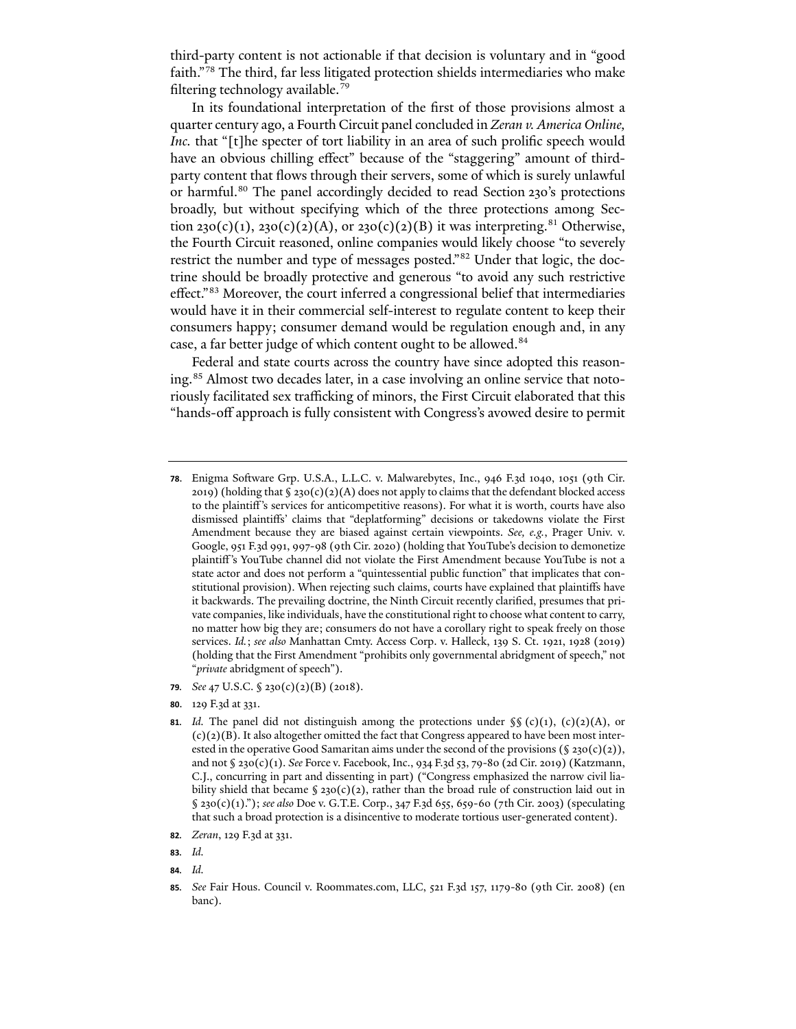third-party content is not actionable if that decision is voluntary and in "good faith."[78] The third, far less litigated protection shields intermediaries who make filtering technology available.[79]

In its foundational interpretation of the first of those provisions almost a quarter century ago, a Fourth Circuit panel concluded in *Zeran v. America Online, Inc.* that "[t]he specter of tort liability in an area of such prolific speech would have an obvious chilling effect" because of the "staggering" amount of third-party content that flows through their servers, some of which is surely unlawful or harmful.[80] The panel accordingly decided to read Section 230's protections broadly, but without specifying which of the three protections among Section 230(c)(1), 230(c)(2)(A), or 230(c)(2)(B) it was interpreting.[81] Otherwise, the Fourth Circuit reasoned, online companies would likely choose "to severely restrict the number and type of messages posted."[82] Under that logic, the doctrine should be broadly protective and generous "to avoid any such restrictive effect."[83] Moreover, the court inferred a congressional belief that intermediaries would have it in their commercial self-interest to regulate content to keep their consumers happy; consumer demand would be regulation enough and, in any case, a far better judge of which content ought to be allowed.[84]

Federal and state courts across the country have since adopted this reasoning.[85] Almost two decades later, in a case involving an online service that notoriously facilitated sex trafficking of minors, the First Circuit elaborated that this "hands-off approach is fully consistent with Congress's avowed desire to permit

---

**78.** Enigma Software Grp. U.S.A., L.L.C. v. Malwarebytes, Inc., 946 F.3d 1040, 1051 (9th Cir. 2019) (holding that § 230(c)(2)(A) does not apply to claims that the defendant blocked access to the plaintiff's services for anticompetitive reasons). For what it is worth, courts have also dismissed plaintiffs' claims that "deplatforming" decisions or takedowns violate the First Amendment because they are biased against certain viewpoints. *See, e.g.*, Prager Univ. v. Google, 951 F.3d 991, 997-98 (9th Cir. 2020) (holding that YouTube's decision to demonetize plaintiff's YouTube channel did not violate the First Amendment because YouTube is not a state actor and does not perform a "quintessential public function" that implicates that constitutional provision). When rejecting such claims, courts have explained that plaintiffs have it backwards. The prevailing doctrine, the Ninth Circuit recently clarified, presumes that private companies, like individuals, have the constitutional right to choose what content to carry, no matter how big they are; consumers do not have a corollary right to speak freely on those services. *Id.*; *see also* Manhattan Cmty. Access Corp. v. Halleck, 139 S. Ct. 1921, 1928 (2019) (holding that the First Amendment "prohibits only governmental abridgment of speech," not "*private* abridgment of speech").

**79.** *See* 47 U.S.C. § 230(c)(2)(B) (2018).

**80.** 129 F.3d at 331.

**81.** *Id.* The panel did not distinguish among the protections under §§ (c)(1), (c)(2)(A), or (c)(2)(B). It also altogether omitted the fact that Congress appeared to have been most interested in the operative Good Samaritan aims under the second of the provisions (§ 230(c)(2)), and not § 230(c)(1). *See* Force v. Facebook, Inc., 934 F.3d 53, 79-80 (2d Cir. 2019) (Katzmann, C.J., concurring in part and dissenting in part) ("Congress emphasized the narrow civil liability shield that became § 230(c)(2), rather than the broad rule of construction laid out in § 230(c)(1)."); *see also* Doe v. G.T.E. Corp., 347 F.3d 655, 659-60 (7th Cir. 2003) (speculating that such a broad protection is a disincentive to moderate tortious user-generated content).

**82.** *Zeran*, 129 F.3d at 331.

**83.** *Id.*

**84.** *Id.*

**85.** *See* Fair Hous. Council v. Roommates.com, LLC, 521 F.3d 157, 1179-80 (9th Cir. 2008) (en banc).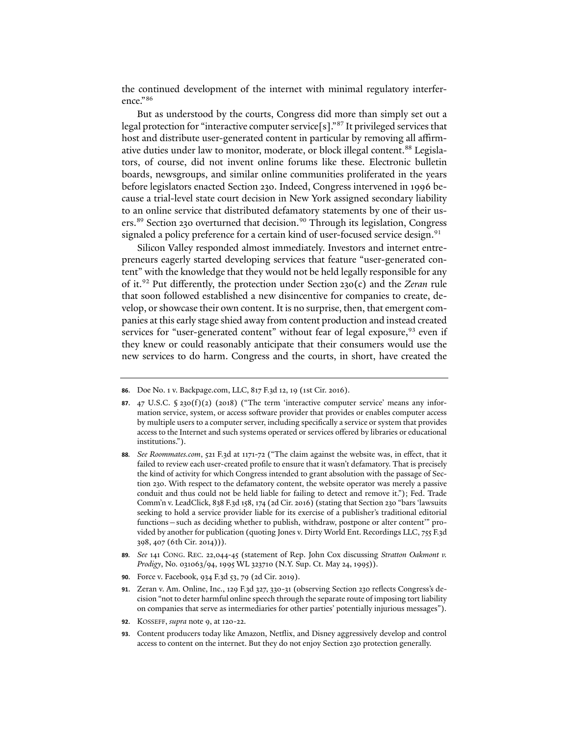the continued development of the internet with minimal regulatory interference."[86]

But as understood by the courts, Congress did more than simply set out a legal protection for "interactive computer service[s]."[87] It privileged services that host and distribute user-generated content in particular by removing all affirmative duties under law to monitor, moderate, or block illegal content.[88] Legislators, of course, did not invent online forums like these. Electronic bulletin boards, newsgroups, and similar online communities proliferated in the years before legislators enacted Section 230. Indeed, Congress intervened in 1996 because a trial-level state court decision in New York assigned secondary liability to an online service that distributed defamatory statements by one of their users.[89] Section 230 overturned that decision.[90] Through its legislation, Congress signaled a policy preference for a certain kind of user-focused service design.[91]

Silicon Valley responded almost immediately. Investors and internet entrepreneurs eagerly started developing services that feature "user-generated content" with the knowledge that they would not be held legally responsible for any of it.[92] Put differently, the protection under Section 230(c) and the *Zeran* rule that soon followed established a new disincentive for companies to create, develop, or showcase their own content. It is no surprise, then, that emergent companies at this early stage shied away from content production and instead created services for "user-generated content" without fear of legal exposure,[93] even if they knew or could reasonably anticipate that their consumers would use the new services to do harm. Congress and the courts, in short, have created the

---

**86.** Doe No. 1 v. Backpage.com, LLC, 817 F.3d 12, 19 (1st Cir. 2016).

**87.** 47 U.S.C. § 230(f)(2) (2018) ("The term 'interactive computer service' means any information service, system, or access software provider that provides or enables computer access by multiple users to a computer server, including specifically a service or system that provides access to the Internet and such systems operated or services offered by libraries or educational institutions.").

**88.** *See Roommates.com*, 521 F.3d at 1171-72 ("The claim against the website was, in effect, that it failed to review each user-created profile to ensure that it wasn't defamatory. That is precisely the kind of activity for which Congress intended to grant absolution with the passage of Section 230. With respect to the defamatory content, the website operator was merely a passive conduit and thus could not be held liable for failing to detect and remove it."); Fed. Trade Comm'n v. LeadClick, 838 F.3d 158, 174 (2d Cir. 2016) (stating that Section 230 "bars 'lawsuits seeking to hold a service provider liable for its exercise of a publisher's traditional editorial functions—such as deciding whether to publish, withdraw, postpone or alter content'" provided by another for publication (quoting Jones v. Dirty World Ent. Recordings LLC, 755 F.3d 398, 407 (6th Cir. 2014))).

**89.** *See* 141 CONG. REC. 22,044-45 (statement of Rep. John Cox discussing *Stratton Oakmont v. Prodigy*, No. 031063/94, 1995 WL 323710 (N.Y. Sup. Ct. May 24, 1995)).

**90.** Force v. Facebook, 934 F.3d 53, 79 (2d Cir. 2019).

**91.** Zeran v. Am. Online, Inc., 129 F.3d 327, 330-31 (observing Section 230 reflects Congress's decision "not to deter harmful online speech through the separate route of imposing tort liability on companies that serve as intermediaries for other parties' potentially injurious messages").

**92.** KOSSEFF, *supra* note 9, at 120-22.

**93.** Content producers today like Amazon, Netflix, and Disney aggressively develop and control access to content on the internet. But they do not enjoy Section 230 protection generally.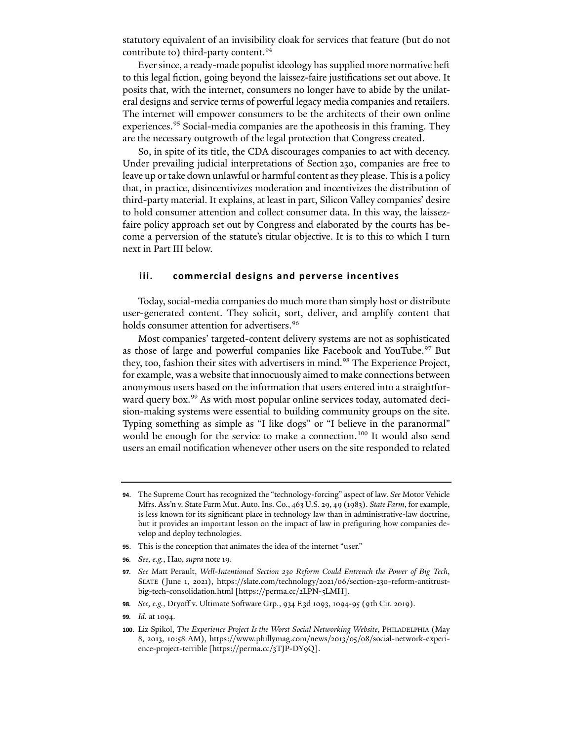statutory equivalent of an invisibility cloak for services that feature (but do not contribute to) third-party content.[94]

Ever since, a ready-made populist ideology has supplied more normative heft to this legal fiction, going beyond the laissez-faire justifications set out above. It posits that, with the internet, consumers no longer have to abide by the unilateral designs and service terms of powerful legacy media companies and retailers. The internet will empower consumers to be the architects of their own online experiences.[95] Social-media companies are the apotheosis in this framing. They are the necessary outgrowth of the legal protection that Congress created.

So, in spite of its title, the CDA discourages companies to act with decency. Under prevailing judicial interpretations of Section 230, companies are free to leave up or take down unlawful or harmful content as they please. This is a policy that, in practice, disincentivizes moderation and incentivizes the distribution of third-party material. It explains, at least in part, Silicon Valley companies' desire to hold consumer attention and collect consumer data. In this way, the laissez-faire policy approach set out by Congress and elaborated by the courts has become a perversion of the statute's titular objective. It is to this to which I turn next in Part III below.

## iii. commercial designs and perverse incentives

Today, social-media companies do much more than simply host or distribute user-generated content. They solicit, sort, deliver, and amplify content that holds consumer attention for advertisers.[96]

Most companies' targeted-content delivery systems are not as sophisticated as those of large and powerful companies like Facebook and YouTube.[97] But they, too, fashion their sites with advertisers in mind.[98] The Experience Project, for example, was a website that innocuously aimed to make connections between anonymous users based on the information that users entered into a straightforward query box.[99] As with most popular online services today, automated decision-making systems were essential to building community groups on the site. Typing something as simple as "I like dogs" or "I believe in the paranormal" would be enough for the service to make a connection.[100] It would also send users an email notification whenever other users on the site responded to related

---

**94.** The Supreme Court has recognized the "technology-forcing" aspect of law. *See* Motor Vehicle Mfrs. Ass'n v. State Farm Mut. Auto. Ins. Co., 463 U.S. 29, 49 (1983). *State Farm*, for example, is less known for its significant place in technology law than in administrative-law doctrine, but it provides an important lesson on the impact of law in prefiguring how companies develop and deploy technologies.

**95.** This is the conception that animates the idea of the internet "user."

**96.** *See, e.g.*, Hao, *supra* note 19.

**97.** *See* Matt Perault, *Well-Intentioned Section 230 Reform Could Entrench the Power of Big Tech*, SLATE (June 1, 2021), https://slate.com/technology/2021/06/section-230-reform-antitrust-big-tech-consolidation.html [https://perma.cc/2LPN-5LMH].

**98.** *See, e.g.*, Dryoff v. Ultimate Software Grp., 934 F.3d 1093, 1094-95 (9th Cir. 2019).

**99.** *Id.* at 1094.

**100.** Liz Spikol, *The Experience Project Is the Worst Social Networking Website*, PHILADELPHIA (May 8, 2013, 10:58 AM), https://www.phillymag.com/news/2013/05/08/social-network-experience-project-terrible [https://perma.cc/3TJP-DY9Q].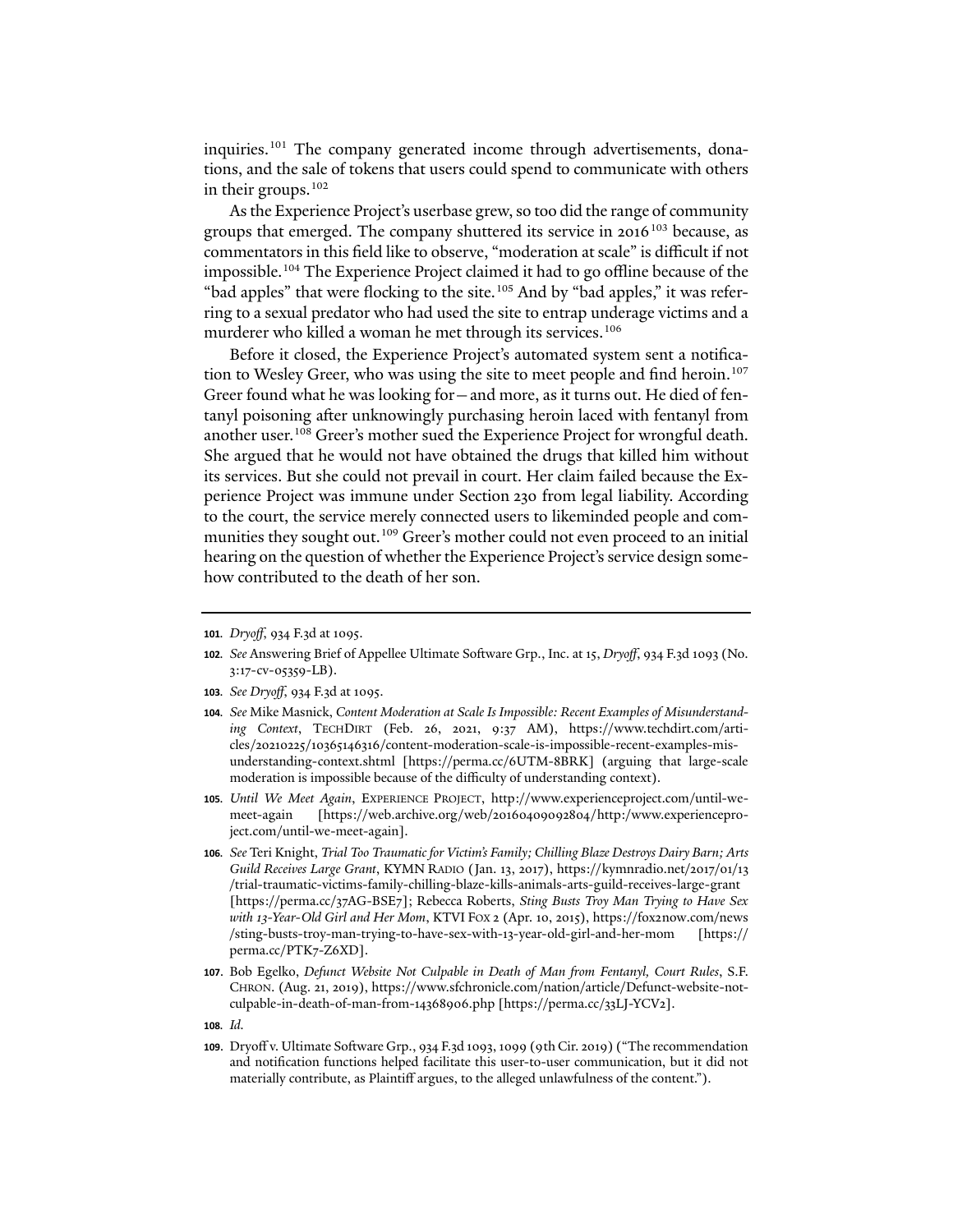inquiries.[101] The company generated income through advertisements, donations, and the sale of tokens that users could spend to communicate with others in their groups.[102]

As the Experience Project's userbase grew, so too did the range of community groups that emerged. The company shuttered its service in 2016[103] because, as commentators in this field like to observe, "moderation at scale" is difficult if not impossible.[104] The Experience Project claimed it had to go offline because of the "bad apples" that were flocking to the site.[105] And by "bad apples," it was referring to a sexual predator who had used the site to entrap underage victims and a murderer who killed a woman he met through its services.[106]

Before it closed, the Experience Project's automated system sent a notification to Wesley Greer, who was using the site to meet people and find heroin.[107] Greer found what he was looking for—and more, as it turns out. He died of fentanyl poisoning after unknowingly purchasing heroin laced with fentanyl from another user.[108] Greer's mother sued the Experience Project for wrongful death. She argued that he would not have obtained the drugs that killed him without its services. But she could not prevail in court. Her claim failed because the Experience Project was immune under Section 230 from legal liability. According to the court, the service merely connected users to likeminded people and communities they sought out.[109] Greer's mother could not even proceed to an initial hearing on the question of whether the Experience Project's service design somehow contributed to the death of her son.

---

**101.** *Dryoff*, 934 F.3d at 1095.

**102.** *See* Answering Brief of Appellee Ultimate Software Grp., Inc. at 15, *Dryoff*, 934 F.3d 1093 (No. 3:17-cv-05359-LB).

**103.** *See Dryoff*, 934 F.3d at 1095.

**104.** *See* Mike Masnick, *Content Moderation at Scale Is Impossible: Recent Examples of Misunderstanding Context*, TECHDIRT (Feb. 26, 2021, 9:37 AM), https://www.techdirt.com/articles/20210225/10365146316/content-moderation-scale-is-impossible-recent-examples-misunderstanding-context.shtml [https://perma.cc/6UTM-8BRK] (arguing that large-scale moderation is impossible because of the difficulty of understanding context).

**105.** *Until We Meet Again*, EXPERIENCE PROJECT, http://www.experienceproject.com/until-we-meet-again [https://web.archive.org/web/20160409092804/http:/www.experienceproject.com/until-we-meet-again].

**106.** *See* Teri Knight, *Trial Too Traumatic for Victim's Family; Chilling Blaze Destroys Dairy Barn; Arts Guild Receives Large Grant*, KYMN RADIO (Jan. 13, 2017), https://kymnradio.net/2017/01/13/trial-traumatic-victims-family-chilling-blaze-kills-animals-arts-guild-receives-large-grant [https://perma.cc/37AG-BSE7]; Rebecca Roberts, *Sting Busts Troy Man Trying to Have Sex with 13-Year-Old Girl and Her Mom*, KTVI FOX 2 (Apr. 10, 2015), https://fox2now.com/news/sting-busts-troy-man-trying-to-have-sex-with-13-year-old-girl-and-her-mom [https://perma.cc/PTK7-Z6XD].

**107.** Bob Egelko, *Defunct Website Not Culpable in Death of Man from Fentanyl, Court Rules*, S.F. CHRON. (Aug. 21, 2019), https://www.sfchronicle.com/nation/article/Defunct-website-not-culpable-in-death-of-man-from-14368906.php [https://perma.cc/33LJ-YCV2].

**108.** *Id.*

**109.** Dryoff v. Ultimate Software Grp., 934 F.3d 1093, 1099 (9th Cir. 2019) ("The recommendation and notification functions helped facilitate this user-to-user communication, but it did not materially contribute, as Plaintiff argues, to the alleged unlawfulness of the content.").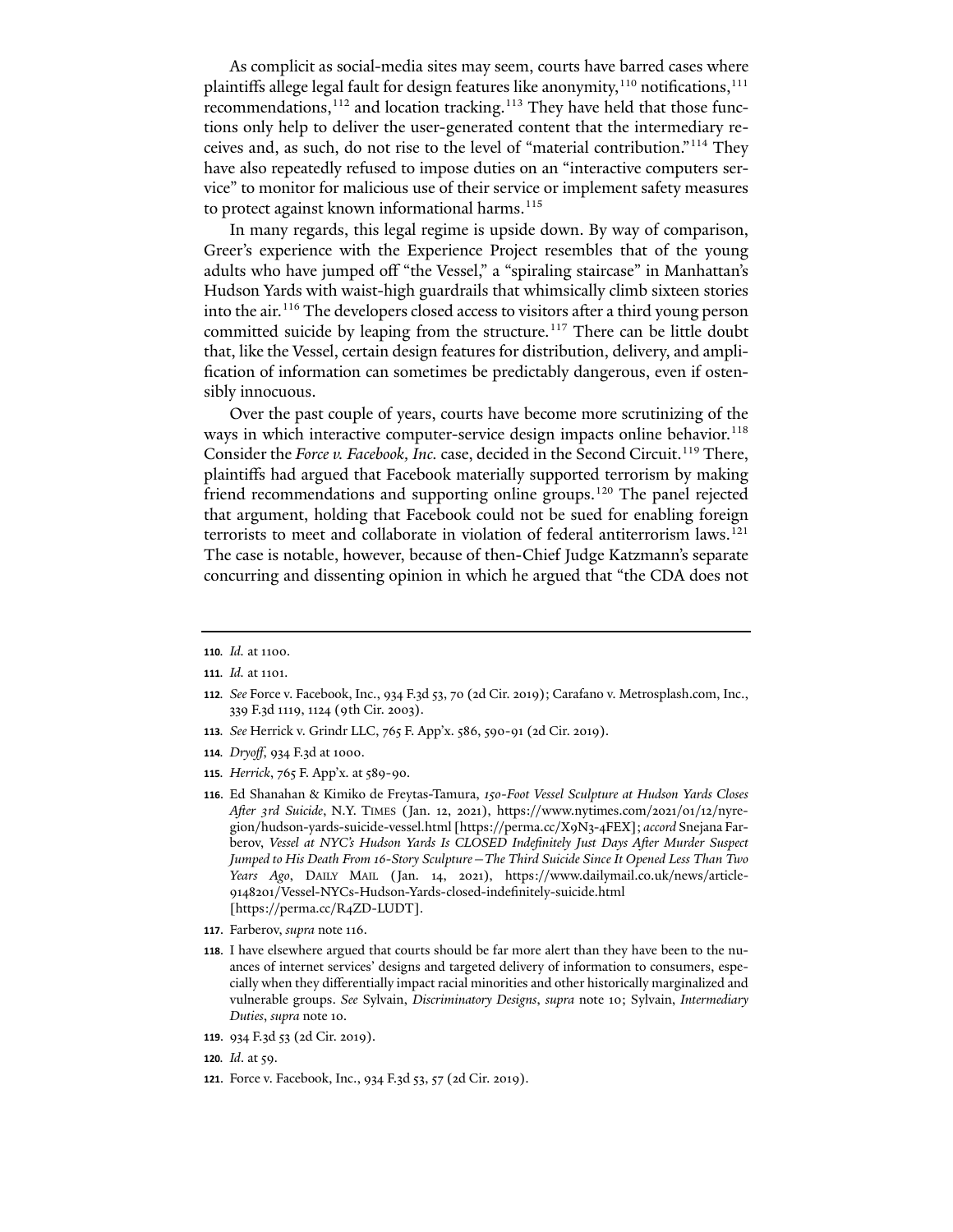As complicit as social-media sites may seem, courts have barred cases where plaintiffs allege legal fault for design features like anonymity,[110] notifications,[111] recommendations,[112] and location tracking.[113] They have held that those functions only help to deliver the user-generated content that the intermediary receives and, as such, do not rise to the level of "material contribution."[114] They have also repeatedly refused to impose duties on an "interactive computers service" to monitor for malicious use of their service or implement safety measures to protect against known informational harms.[115]

In many regards, this legal regime is upside down. By way of comparison, Greer's experience with the Experience Project resembles that of the young adults who have jumped off "the Vessel," a "spiraling staircase" in Manhattan's Hudson Yards with waist-high guardrails that whimsically climb sixteen stories into the air.[116] The developers closed access to visitors after a third young person committed suicide by leaping from the structure.[117] There can be little doubt that, like the Vessel, certain design features for distribution, delivery, and amplification of information can sometimes be predictably dangerous, even if ostensibly innocuous.

Over the past couple of years, courts have become more scrutinizing of the ways in which interactive computer-service design impacts online behavior.[118] Consider the *Force v. Facebook, Inc.* case, decided in the Second Circuit.[119] There, plaintiffs had argued that Facebook materially supported terrorism by making friend recommendations and supporting online groups.[120] The panel rejected that argument, holding that Facebook could not be sued for enabling foreign terrorists to meet and collaborate in violation of federal antiterrorism laws.[121] The case is notable, however, because of then-Chief Judge Katzmann's separate concurring and dissenting opinion in which he argued that "the CDA does not

---

**110.** *Id.* at 1100.

**111.** *Id.* at 1101.

**112.** *See* Force v. Facebook, Inc., 934 F.3d 53, 70 (2d Cir. 2019); Carafano v. Metrosplash.com, Inc., 339 F.3d 1119, 1124 (9th Cir. 2003).

**113.** *See* Herrick v. Grindr LLC, 765 F. App'x. 586, 590-91 (2d Cir. 2019).

**114.** *Dryoff*, 934 F.3d at 1000.

**115.** *Herrick*, 765 F. App'x. at 589-90.

**116.** Ed Shanahan & Kimiko de Freytas-Tamura, *150-Foot Vessel Sculpture at Hudson Yards Closes After 3rd Suicide*, N.Y. TIMES (Jan. 12, 2021), https://www.nytimes.com/2021/01/12/nyregion/hudson-yards-suicide-vessel.html [https://perma.cc/X9N3-4FEX]; *accord* Snejana Farberov, *Vessel at NYC's Hudson Yards Is CLOSED Indefinitely Just Days After Murder Suspect Jumped to His Death From 16-Story Sculpture—The Third Suicide Since It Opened Less Than Two Years Ago*, DAILY MAIL (Jan. 14, 2021), https://www.dailymail.co.uk/news/article-9148201/Vessel-NYCs-Hudson-Yards-closed-indefinitely-suicide.html [https://perma.cc/R4ZD-LUDT].

**117.** Farberov, *supra* note 116.

**118.** I have elsewhere argued that courts should be far more alert than they have been to the nuances of internet services' designs and targeted delivery of information to consumers, especially when they differentially impact racial minorities and other historically marginalized and vulnerable groups. *See* Sylvain, *Discriminatory Designs*, *supra* note 10; Sylvain, *Intermediary Duties*, *supra* note 10.

**119.** 934 F.3d 53 (2d Cir. 2019).

**120.** *Id*. at 59.

**121.** Force v. Facebook, Inc., 934 F.3d 53, 57 (2d Cir. 2019).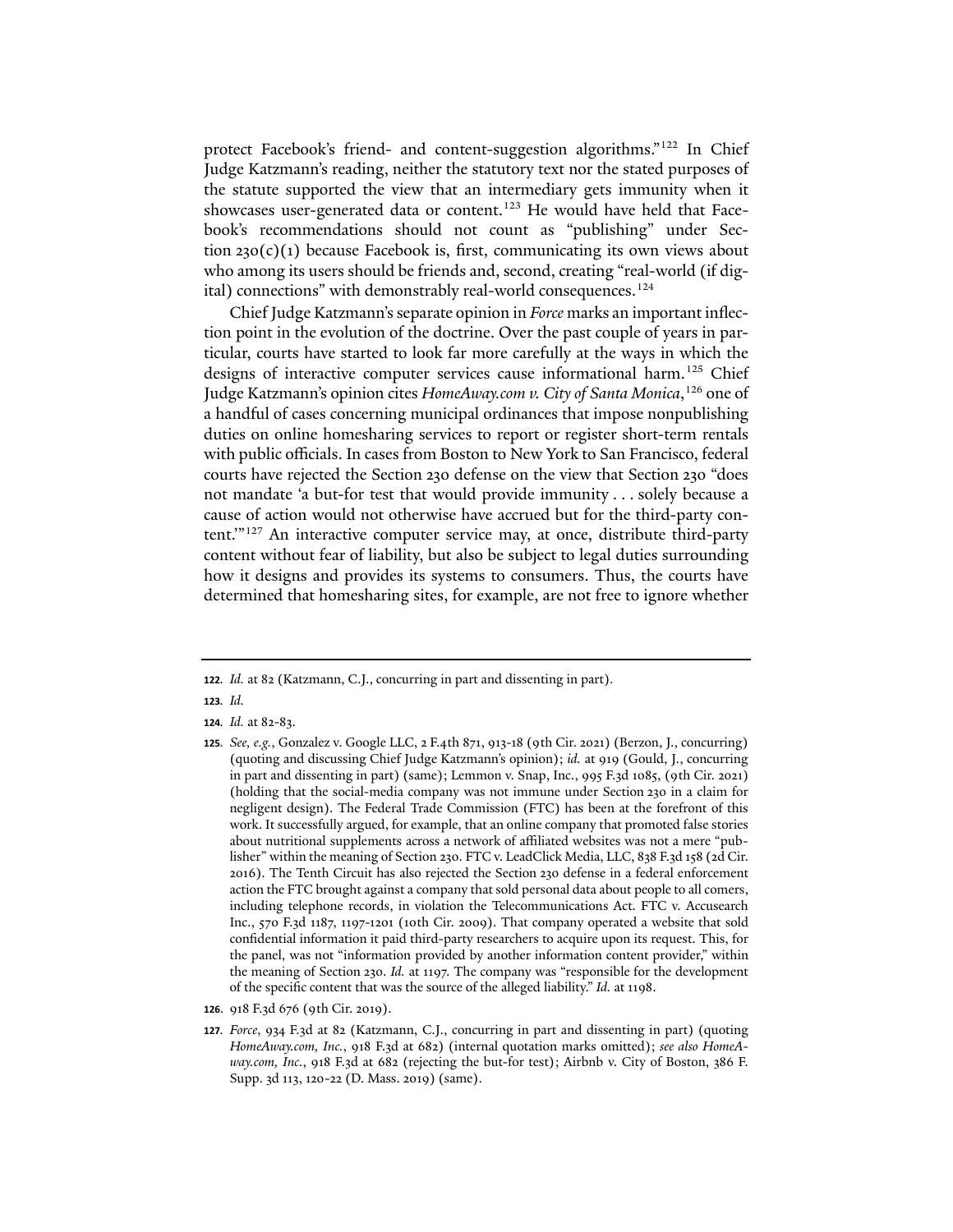protect Facebook's friend- and content-suggestion algorithms."[122] In Chief Judge Katzmann's reading, neither the statutory text nor the stated purposes of the statute supported the view that an intermediary gets immunity when it showcases user-generated data or content.[123] He would have held that Facebook's recommendations should not count as "publishing" under Section 230(c)(1) because Facebook is, first, communicating its own views about who among its users should be friends and, second, creating "real-world (if digital) connections" with demonstrably real-world consequences.[124]

Chief Judge Katzmann's separate opinion in *Force* marks an important inflection point in the evolution of the doctrine. Over the past couple of years in particular, courts have started to look far more carefully at the ways in which the designs of interactive computer services cause informational harm.[125] Chief Judge Katzmann's opinion cites *HomeAway.com v. City of Santa Monica*,[126] one of a handful of cases concerning municipal ordinances that impose nonpublishing duties on online homesharing services to report or register short-term rentals with public officials. In cases from Boston to New York to San Francisco, federal courts have rejected the Section 230 defense on the view that Section 230 "does not mandate 'a but-for test that would provide immunity . . . solely because a cause of action would not otherwise have accrued but for the third-party content.'"[127] An interactive computer service may, at once, distribute third-party content without fear of liability, but also be subject to legal duties surrounding how it designs and provides its systems to consumers. Thus, the courts have determined that homesharing sites, for example, are not free to ignore whether

---

**122.** *Id.* at 82 (Katzmann, C.J., concurring in part and dissenting in part).

**123.** *Id.*

**124.** *Id.* at 82-83.

**125.** *See, e.g.*, Gonzalez v. Google LLC, 2 F.4th 871, 913-18 (9th Cir. 2021) (Berzon, J., concurring) (quoting and discussing Chief Judge Katzmann's opinion); *id.* at 919 (Gould, J., concurring in part and dissenting in part) (same); Lemmon v. Snap, Inc., 995 F.3d 1085, (9th Cir. 2021) (holding that the social-media company was not immune under Section 230 in a claim for negligent design). The Federal Trade Commission (FTC) has been at the forefront of this work. It successfully argued, for example, that an online company that promoted false stories about nutritional supplements across a network of affiliated websites was not a mere "publisher" within the meaning of Section 230. FTC v. LeadClick Media, LLC, 838 F.3d 158 (2d Cir. 2016). The Tenth Circuit has also rejected the Section 230 defense in a federal enforcement action the FTC brought against a company that sold personal data about people to all comers, including telephone records, in violation the Telecommunications Act. FTC v. Accusearch Inc., 570 F.3d 1187, 1197-1201 (10th Cir. 2009). That company operated a website that sold confidential information it paid third-party researchers to acquire upon its request. This, for the panel, was not "information provided by another information content provider," within the meaning of Section 230. *Id.* at 1197. The company was "responsible for the development of the specific content that was the source of the alleged liability." *Id.* at 1198.

**126.** 918 F.3d 676 (9th Cir. 2019).

**127.** *Force*, 934 F.3d at 82 (Katzmann, C.J., concurring in part and dissenting in part) (quoting *HomeAway.com, Inc.*, 918 F.3d at 682) (internal quotation marks omitted); *see also HomeAway.com, Inc.*, 918 F.3d at 682 (rejecting the but-for test); Airbnb v. City of Boston, 386 F. Supp. 3d 113, 120-22 (D. Mass. 2019) (same).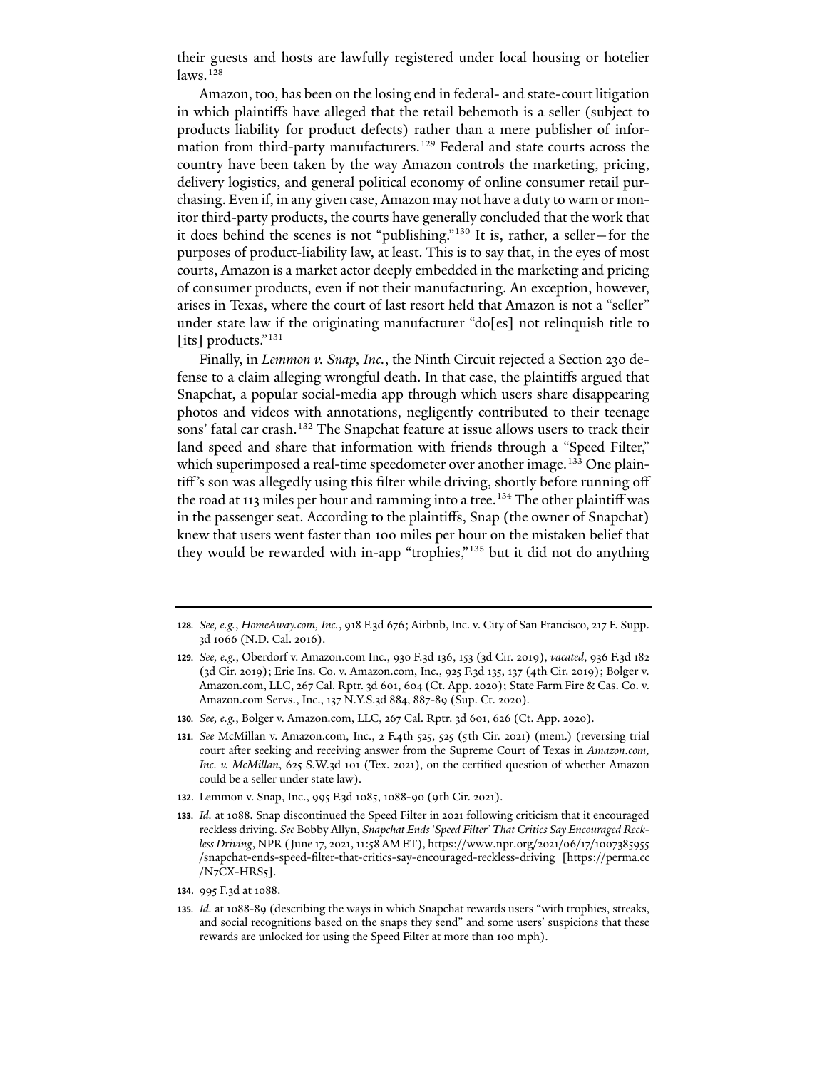their guests and hosts are lawfully registered under local housing or hotelier laws.[128]

Amazon, too, has been on the losing end in federal- and state-court litigation in which plaintiffs have alleged that the retail behemoth is a seller (subject to products liability for product defects) rather than a mere publisher of information from third-party manufacturers.[129] Federal and state courts across the country have been taken by the way Amazon controls the marketing, pricing, delivery logistics, and general political economy of online consumer retail purchasing. Even if, in any given case, Amazon may not have a duty to warn or monitor third-party products, the courts have generally concluded that the work that it does behind the scenes is not "publishing."[130] It is, rather, a seller—for the purposes of product-liability law, at least. This is to say that, in the eyes of most courts, Amazon is a market actor deeply embedded in the marketing and pricing of consumer products, even if not their manufacturing. An exception, however, arises in Texas, where the court of last resort held that Amazon is not a "seller" under state law if the originating manufacturer "do[es] not relinquish title to [its] products."[131]

Finally, in *Lemmon v. Snap, Inc.*, the Ninth Circuit rejected a Section 230 defense to a claim alleging wrongful death. In that case, the plaintiffs argued that Snapchat, a popular social-media app through which users share disappearing photos and videos with annotations, negligently contributed to their teenage sons' fatal car crash.[132] The Snapchat feature at issue allows users to track their land speed and share that information with friends through a "Speed Filter," which superimposed a real-time speedometer over another image.[133] One plaintiff's son was allegedly using this filter while driving, shortly before running off the road at 113 miles per hour and ramming into a tree.[134] The other plaintiff was in the passenger seat. According to the plaintiffs, Snap (the owner of Snapchat) knew that users went faster than 100 miles per hour on the mistaken belief that they would be rewarded with in-app "trophies,"[135] but it did not do anything

---

**128.** *See, e.g.*, *HomeAway.com, Inc.*, 918 F.3d 676; Airbnb, Inc. v. City of San Francisco, 217 F. Supp. 3d 1066 (N.D. Cal. 2016).

**129.** *See, e.g.*, Oberdorf v. Amazon.com Inc., 930 F.3d 136, 153 (3d Cir. 2019), *vacated*, 936 F.3d 182 (3d Cir. 2019); Erie Ins. Co. v. Amazon.com, Inc., 925 F.3d 135, 137 (4th Cir. 2019); Bolger v. Amazon.com, LLC, 267 Cal. Rptr. 3d 601, 604 (Ct. App. 2020); State Farm Fire & Cas. Co. v. Amazon.com Servs., Inc., 137 N.Y.S.3d 884, 887-89 (Sup. Ct. 2020).

**130.** *See, e.g.*, Bolger v. Amazon.com, LLC, 267 Cal. Rptr. 3d 601, 626 (Ct. App. 2020).

**131.** *See* McMillan v. Amazon.com, Inc., 2 F.4th 525, 525 (5th Cir. 2021) (mem.) (reversing trial court after seeking and receiving answer from the Supreme Court of Texas in *Amazon.com, Inc. v. McMillan*, 625 S.W.3d 101 (Tex. 2021), on the certified question of whether Amazon could be a seller under state law).

**132.** Lemmon v. Snap, Inc., 995 F.3d 1085, 1088-90 (9th Cir. 2021).

**133.** *Id.* at 1088. Snap discontinued the Speed Filter in 2021 following criticism that it encouraged reckless driving. *See* Bobby Allyn, *Snapchat Ends 'Speed Filter' That Critics Say Encouraged Reckless Driving*, NPR (June 17, 2021, 11:58 AM ET), https://www.npr.org/2021/06/17/1007385955/snapchat-ends-speed-filter-that-critics-say-encouraged-reckless-driving [https://perma.cc/N7CX-HRS5].

**134.** 995 F.3d at 1088.

**135.** *Id.* at 1088-89 (describing the ways in which Snapchat rewards users "with trophies, streaks, and social recognitions based on the snaps they send" and some users' suspicions that these rewards are unlocked for using the Speed Filter at more than 100 mph).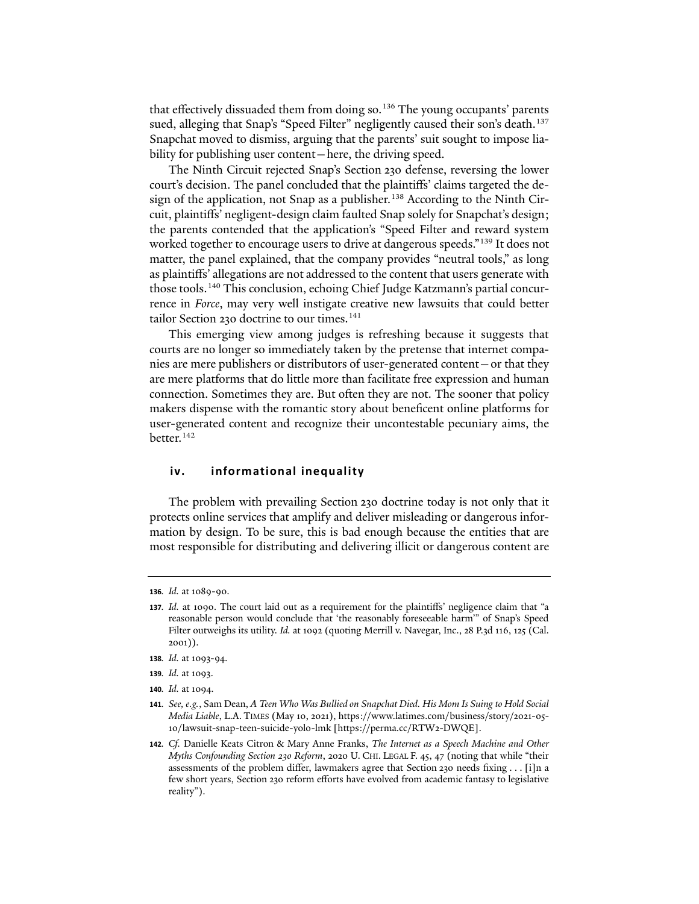that effectively dissuaded them from doing so.[136] The young occupants' parents sued, alleging that Snap's "Speed Filter" negligently caused their son's death.[137] Snapchat moved to dismiss, arguing that the parents' suit sought to impose liability for publishing user content—here, the driving speed.

The Ninth Circuit rejected Snap's Section 230 defense, reversing the lower court's decision. The panel concluded that the plaintiffs' claims targeted the design of the application, not Snap as a publisher.[138] According to the Ninth Circuit, plaintiffs' negligent-design claim faulted Snap solely for Snapchat's design; the parents contended that the application's "Speed Filter and reward system worked together to encourage users to drive at dangerous speeds."[139] It does not matter, the panel explained, that the company provides "neutral tools," as long as plaintiffs' allegations are not addressed to the content that users generate with those tools.[140] This conclusion, echoing Chief Judge Katzmann's partial concurrence in *Force*, may very well instigate creative new lawsuits that could better tailor Section 230 doctrine to our times.[141]

This emerging view among judges is refreshing because it suggests that courts are no longer so immediately taken by the pretense that internet companies are mere publishers or distributors of user-generated content—or that they are mere platforms that do little more than facilitate free expression and human connection. Sometimes they are. But often they are not. The sooner that policy makers dispense with the romantic story about beneficent online platforms for user-generated content and recognize their uncontestable pecuniary aims, the better.[142]

## iv. informational inequality

The problem with prevailing Section 230 doctrine today is not only that it protects online services that amplify and deliver misleading or dangerous information by design. To be sure, this is bad enough because the entities that are most responsible for distributing and delivering illicit or dangerous content are

---

**136.** *Id.* at 1089-90.

**137.** *Id.* at 1090. The court laid out as a requirement for the plaintiffs' negligence claim that "a reasonable person would conclude that 'the reasonably foreseeable harm'" of Snap's Speed Filter outweighs its utility. *Id.* at 1092 (quoting Merrill v. Navegar, Inc., 28 P.3d 116, 125 (Cal. 2001)).

**138.** *Id.* at 1093-94.

**139.** *Id.* at 1093.

**140.** *Id.* at 1094.

**141.** *See, e.g.*, Sam Dean, *A Teen Who Was Bullied on Snapchat Died. His Mom Is Suing to Hold Social Media Liable*, L.A. TIMES (May 10, 2021), https://www.latimes.com/business/story/2021-05-10/lawsuit-snap-teen-suicide-yolo-lmk [https://perma.cc/RTW2-DWQE].

**142.** *Cf.* Danielle Keats Citron & Mary Anne Franks, *The Internet as a Speech Machine and Other Myths Confounding Section 230 Reform*, 2020 U. CHI. LEGAL F. 45, 47 (noting that while "their assessments of the problem differ, lawmakers agree that Section 230 needs fixing . . . [i]n a few short years, Section 230 reform efforts have evolved from academic fantasy to legislative reality").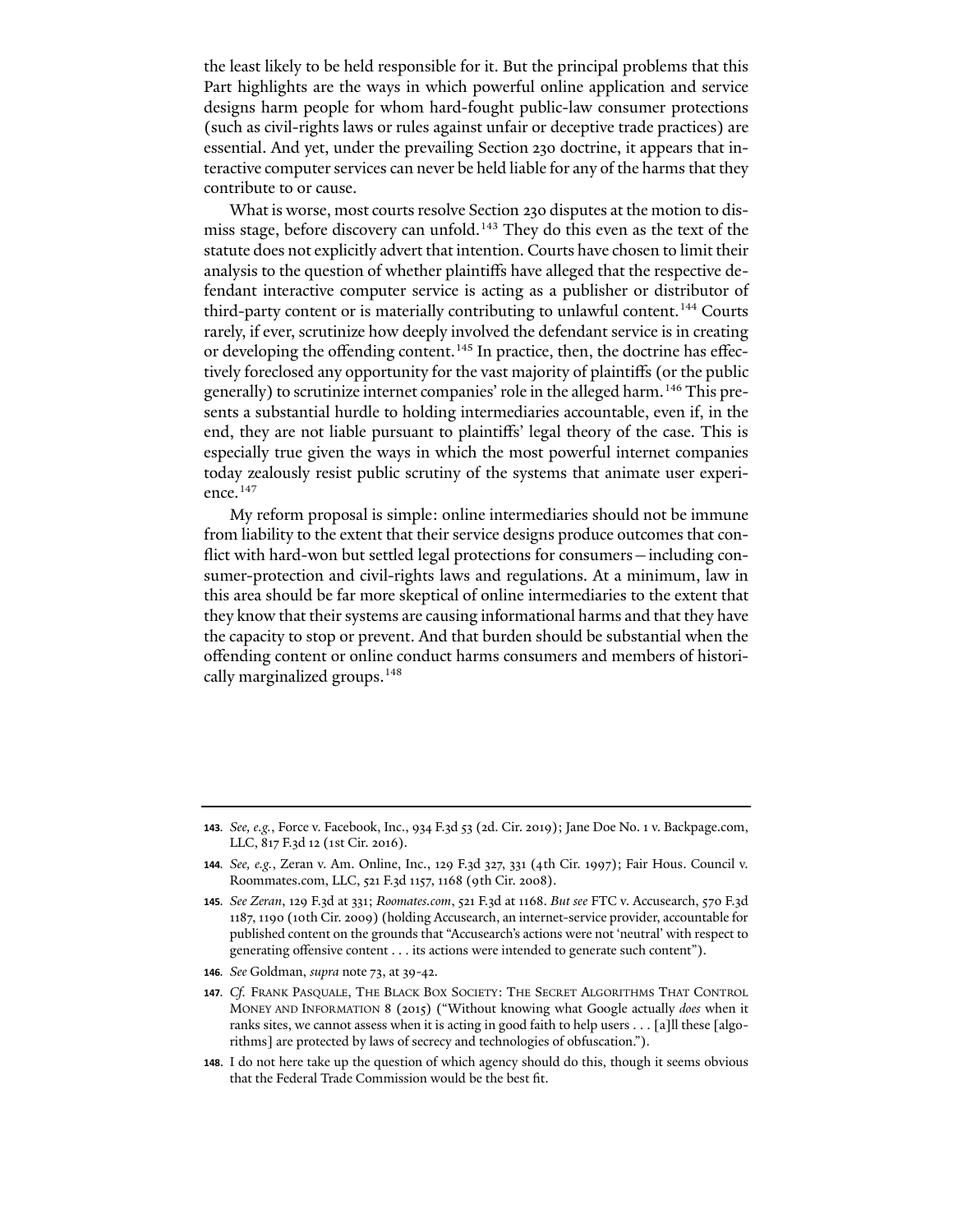the least likely to be held responsible for it. But the principal problems that this Part highlights are the ways in which powerful online application and service designs harm people for whom hard-fought public-law consumer protections (such as civil-rights laws or rules against unfair or deceptive trade practices) are essential. And yet, under the prevailing Section 230 doctrine, it appears that interactive computer services can never be held liable for any of the harms that they contribute to or cause.

What is worse, most courts resolve Section 230 disputes at the motion to dismiss stage, before discovery can unfold.[143] They do this even as the text of the statute does not explicitly advert that intention. Courts have chosen to limit their analysis to the question of whether plaintiffs have alleged that the respective defendant interactive computer service is acting as a publisher or distributor of third-party content or is materially contributing to unlawful content.[144] Courts rarely, if ever, scrutinize how deeply involved the defendant service is in creating or developing the offending content.[145] In practice, then, the doctrine has effectively foreclosed any opportunity for the vast majority of plaintiffs (or the public generally) to scrutinize internet companies' role in the alleged harm.[146] This presents a substantial hurdle to holding intermediaries accountable, even if, in the end, they are not liable pursuant to plaintiffs' legal theory of the case. This is especially true given the ways in which the most powerful internet companies today zealously resist public scrutiny of the systems that animate user experience.[147]

My reform proposal is simple: online intermediaries should not be immune from liability to the extent that their service designs produce outcomes that conflict with hard-won but settled legal protections for consumers—including consumer-protection and civil-rights laws and regulations. At a minimum, law in this area should be far more skeptical of online intermediaries to the extent that they know that their systems are causing informational harms and that they have the capacity to stop or prevent. And that burden should be substantial when the offending content or online conduct harms consumers and members of historically marginalized groups.[148]

---

143. *See, e.g.*, Force v. Facebook, Inc., 934 F.3d 53 (2d. Cir. 2019); Jane Doe No. 1 v. Backpage.com, LLC, 817 F.3d 12 (1st Cir. 2016).

144. *See, e.g.*, Zeran v. Am. Online, Inc., 129 F.3d 327, 331 (4th Cir. 1997); Fair Hous. Council v. Roommates.com, LLC, 521 F.3d 1157, 1168 (9th Cir. 2008).

145. *See Zeran*, 129 F.3d at 331; *Roomates.com*, 521 F.3d at 1168. *But see* FTC v. Accusearch, 570 F.3d 1187, 1190 (10th Cir. 2009) (holding Accusearch, an internet-service provider, accountable for published content on the grounds that "Accusearch's actions were not 'neutral' with respect to generating offensive content . . . its actions were intended to generate such content").

146. *See* Goldman, *supra* note 73, at 39-42.

147. *Cf.* FRANK PASQUALE, THE BLACK BOX SOCIETY: THE SECRET ALGORITHMS THAT CONTROL MONEY AND INFORMATION 8 (2015) ("Without knowing what Google actually *does* when it ranks sites, we cannot assess when it is acting in good faith to help users . . . [a]ll these [algorithms] are protected by laws of secrecy and technologies of obfuscation.").

148. I do not here take up the question of which agency should do this, though it seems obvious that the Federal Trade Commission would be the best fit.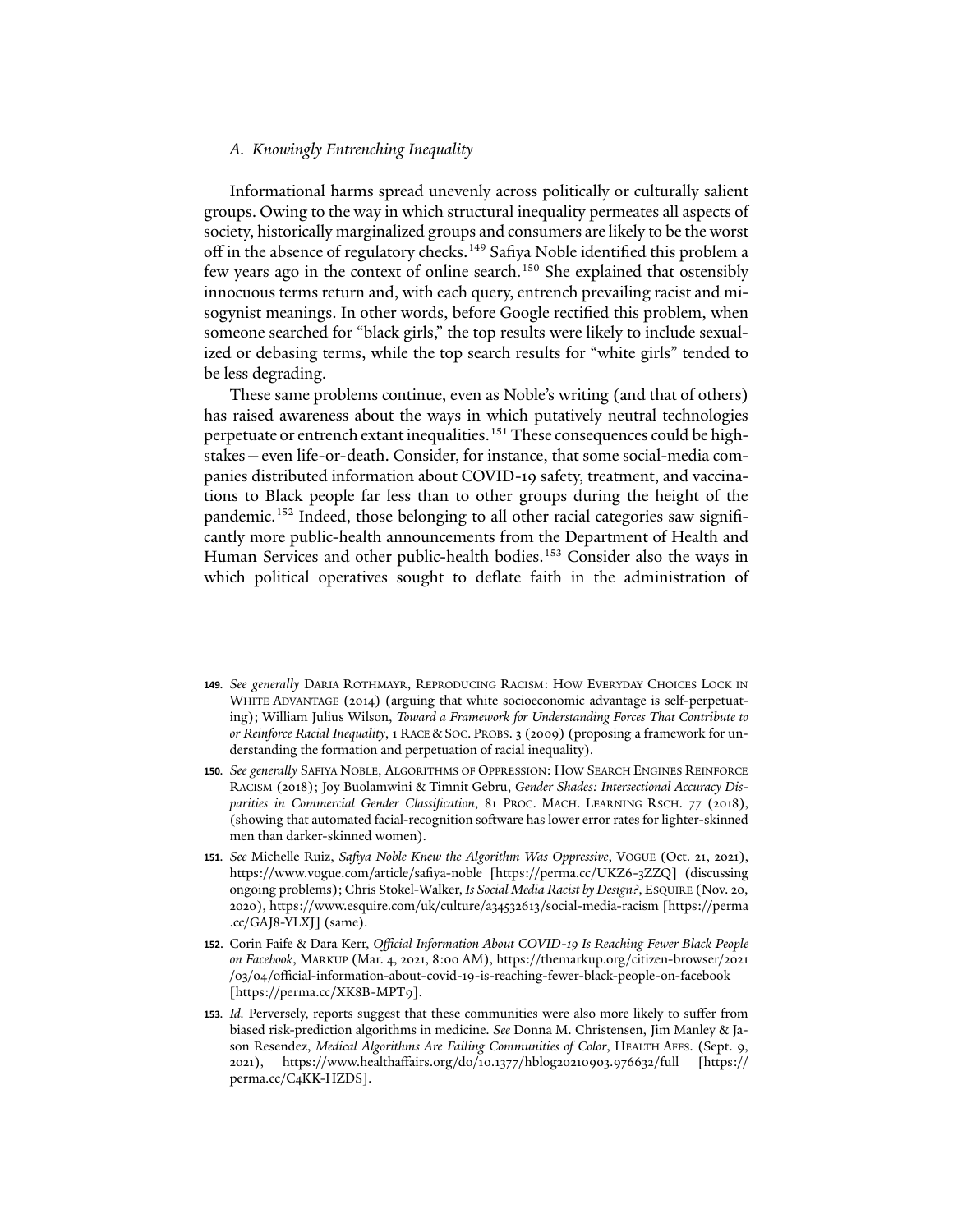### *A. Knowingly Entrenching Inequality*

Informational harms spread unevenly across politically or culturally salient groups. Owing to the way in which structural inequality permeates all aspects of society, historically marginalized groups and consumers are likely to be the worst off in the absence of regulatory checks.[149] Safiya Noble identified this problem a few years ago in the context of online search.[150] She explained that ostensibly innocuous terms return and, with each query, entrench prevailing racist and misogynist meanings. In other words, before Google rectified this problem, when someone searched for "black girls," the top results were likely to include sexualized or debasing terms, while the top search results for "white girls" tended to be less degrading.

These same problems continue, even as Noble's writing (and that of others) has raised awareness about the ways in which putatively neutral technologies perpetuate or entrench extant inequalities.[151] These consequences could be high-stakes—even life-or-death. Consider, for instance, that some social-media companies distributed information about COVID-19 safety, treatment, and vaccinations to Black people far less than to other groups during the height of the pandemic.[152] Indeed, those belonging to all other racial categories saw significantly more public-health announcements from the Department of Health and Human Services and other public-health bodies.[153] Consider also the ways in which political operatives sought to deflate faith in the administration of

---

149. *See generally* DARIA ROTHMAYR, REPRODUCING RACISM: HOW EVERYDAY CHOICES LOCK IN WHITE ADVANTAGE (2014) (arguing that white socioeconomic advantage is self-perpetuating); William Julius Wilson, *Toward a Framework for Understanding Forces That Contribute to or Reinforce Racial Inequality*, 1 RACE & SOC. PROBS. 3 (2009) (proposing a framework for understanding the formation and perpetuation of racial inequality).

150. *See generally* SAFIYA NOBLE, ALGORITHMS OF OPPRESSION: HOW SEARCH ENGINES REINFORCE RACISM (2018); Joy Buolamwini & Timnit Gebru, *Gender Shades: Intersectional Accuracy Disparities in Commercial Gender Classification*, 81 PROC. MACH. LEARNING RSCH. 77 (2018), (showing that automated facial-recognition software has lower error rates for lighter-skinned men than darker-skinned women).

151. *See* Michelle Ruiz, *Safiya Noble Knew the Algorithm Was Oppressive*, VOGUE (Oct. 21, 2021), https://www.vogue.com/article/safiya-noble [https://perma.cc/UKZ6-3ZZQ] (discussing ongoing problems); Chris Stokel-Walker, *Is Social Media Racist by Design?*, ESQUIRE (Nov. 20, 2020), https://www.esquire.com/uk/culture/a34532613/social-media-racism [https://perma.cc/GAJ8-YLXJ] (same).

152. Corin Faife & Dara Kerr, *Official Information About COVID-19 Is Reaching Fewer Black People on Facebook*, MARKUP (Mar. 4, 2021, 8:00 AM), https://themarkup.org/citizen-browser/2021/03/04/official-information-about-covid-19-is-reaching-fewer-black-people-on-facebook [https://perma.cc/XK8B-MPT9].

153. *Id.* Perversely, reports suggest that these communities were also more likely to suffer from biased risk-prediction algorithms in medicine. *See* Donna M. Christensen, Jim Manley & Jason Resendez, *Medical Algorithms Are Failing Communities of Color*, HEALTH AFFS. (Sept. 9, 2021), https://www.healthaffairs.org/do/10.1377/hblog20210903.976632/full [https://perma.cc/C4KK-HZDS].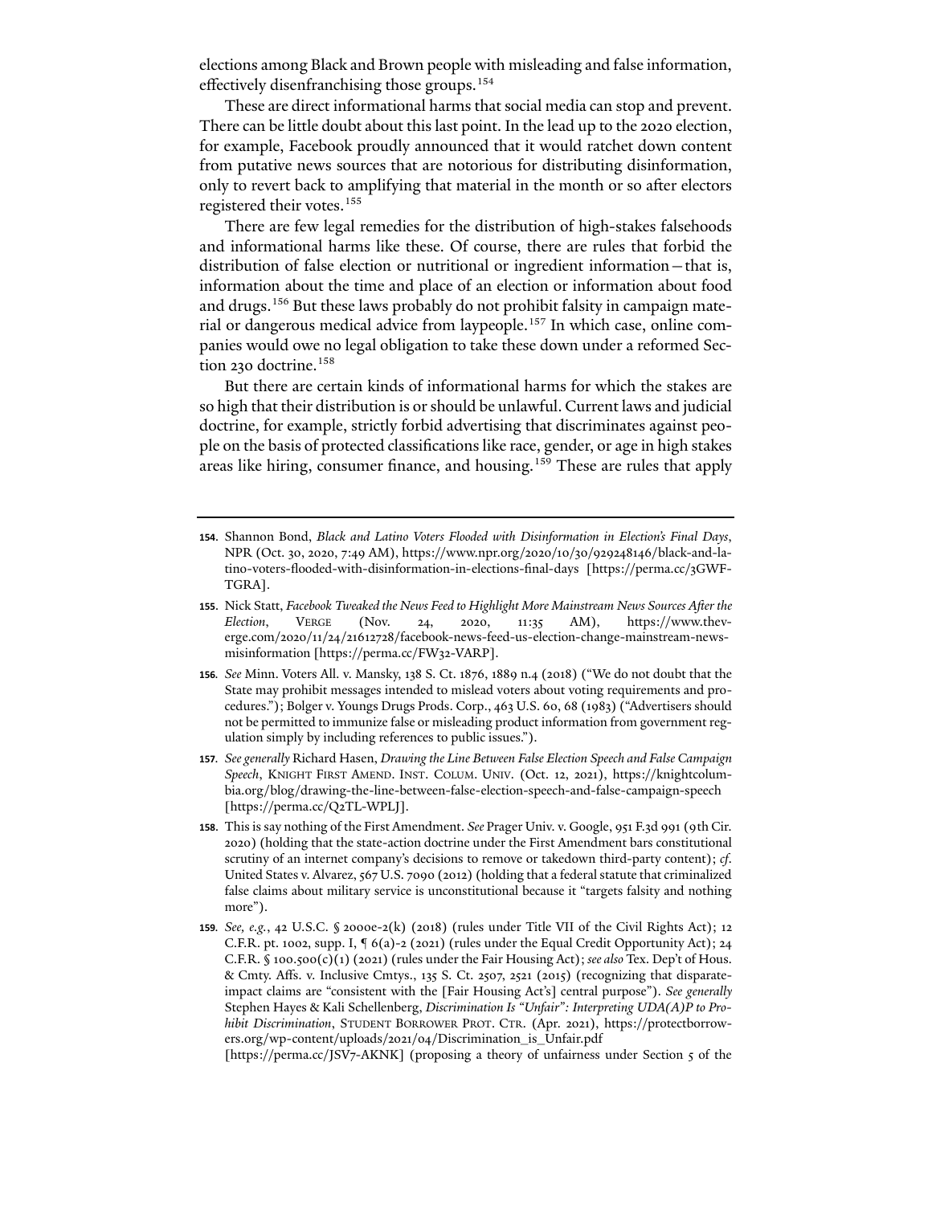elections among Black and Brown people with misleading and false information, effectively disenfranchising those groups.[154]

These are direct informational harms that social media can stop and prevent. There can be little doubt about this last point. In the lead up to the 2020 election, for example, Facebook proudly announced that it would ratchet down content from putative news sources that are notorious for distributing disinformation, only to revert back to amplifying that material in the month or so after electors registered their votes.[155]

There are few legal remedies for the distribution of high-stakes falsehoods and informational harms like these. Of course, there are rules that forbid the distribution of false election or nutritional or ingredient information—that is, information about the time and place of an election or information about food and drugs.[156] But these laws probably do not prohibit falsity in campaign material or dangerous medical advice from laypeople.[157] In which case, online companies would owe no legal obligation to take these down under a reformed Section 230 doctrine.[158]

But there are certain kinds of informational harms for which the stakes are so high that their distribution is or should be unlawful. Current laws and judicial doctrine, for example, strictly forbid advertising that discriminates against people on the basis of protected classifications like race, gender, or age in high stakes areas like hiring, consumer finance, and housing.[159] These are rules that apply

---

**154.** Shannon Bond, *Black and Latino Voters Flooded with Disinformation in Election's Final Days*, NPR (Oct. 30, 2020, 7:49 AM), https://www.npr.org/2020/10/30/929248146/black-and-latino-voters-flooded-with-disinformation-in-elections-final-days [https://perma.cc/3GWF-TGRA].

**155.** Nick Statt, *Facebook Tweaked the News Feed to Highlight More Mainstream News Sources After the Election*, VERGE (Nov. 24, 2020, 11:35 AM), https://www.theverge.com/2020/11/24/21612728/facebook-news-feed-us-election-change-mainstream-news-misinformation [https://perma.cc/FW32-VARP].

**156.** *See* Minn. Voters All. v. Mansky, 138 S. Ct. 1876, 1889 n.4 (2018) ("We do not doubt that the State may prohibit messages intended to mislead voters about voting requirements and procedures."); Bolger v. Youngs Drugs Prods. Corp., 463 U.S. 60, 68 (1983) ("Advertisers should not be permitted to immunize false or misleading product information from government regulation simply by including references to public issues.").

**157.** *See generally* Richard Hasen, *Drawing the Line Between False Election Speech and False Campaign Speech*, KNIGHT FIRST AMEND. INST. COLUM. UNIV. (Oct. 12, 2021), https://knightcolumbia.org/blog/drawing-the-line-between-false-election-speech-and-false-campaign-speech [https://perma.cc/Q2TL-WPLJ].

**158.** This is say nothing of the First Amendment. *See* Prager Univ. v. Google, 951 F.3d 991 (9th Cir. 2020) (holding that the state-action doctrine under the First Amendment bars constitutional scrutiny of an internet company's decisions to remove or takedown third-party content); *cf.* United States v. Alvarez, 567 U.S. 7090 (2012) (holding that a federal statute that criminalized false claims about military service is unconstitutional because it "targets falsity and nothing more").

**159.** *See, e.g.*, 42 U.S.C. § 2000e-2(k) (2018) (rules under Title VII of the Civil Rights Act); 12 C.F.R. pt. 1002, supp. I, ¶ 6(a)-2 (2021) (rules under the Equal Credit Opportunity Act); 24 C.F.R. § 100.500(c)(1) (2021) (rules under the Fair Housing Act); *see also* Tex. Dep't of Hous. & Cmty. Affs. v. Inclusive Cmtys., 135 S. Ct. 2507, 2521 (2015) (recognizing that disparate-impact claims are "consistent with the [Fair Housing Act's] central purpose"). *See generally* Stephen Hayes & Kali Schellenberg, *Discrimination Is "Unfair": Interpreting UDA(A)P to Prohibit Discrimination*, STUDENT BORROWER PROT. CTR. (Apr. 2021), https://protectborrowers.org/wp-content/uploads/2021/04/Discrimination_is_Unfair.pdf [https://perma.cc/JSV7-AKNK] (proposing a theory of unfairness under Section 5 of the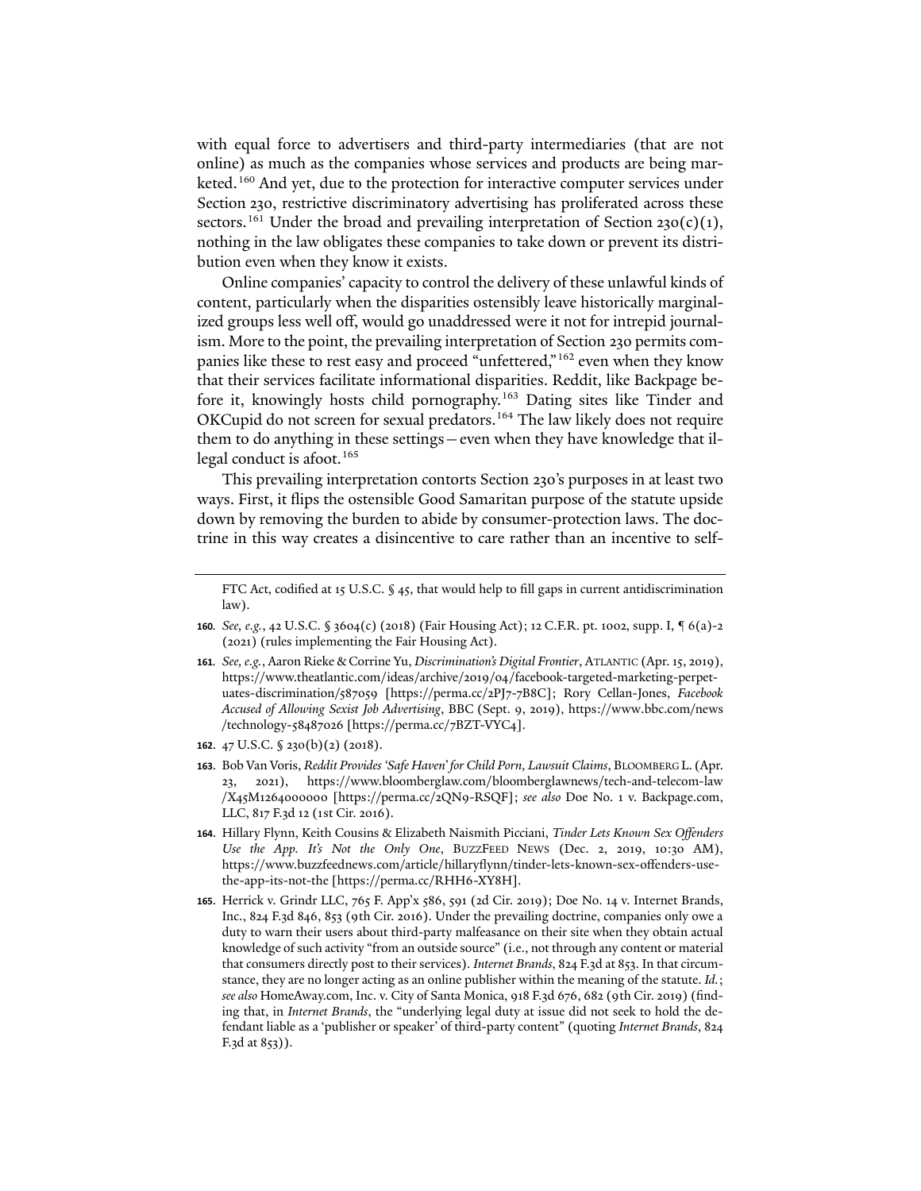with equal force to advertisers and third-party intermediaries (that are not online) as much as the companies whose services and products are being marketed.[160] And yet, due to the protection for interactive computer services under Section 230, restrictive discriminatory advertising has proliferated across these sectors.[161] Under the broad and prevailing interpretation of Section 230(c)(1), nothing in the law obligates these companies to take down or prevent its distribution even when they know it exists.

Online companies' capacity to control the delivery of these unlawful kinds of content, particularly when the disparities ostensibly leave historically marginalized groups less well off, would go unaddressed were it not for intrepid journalism. More to the point, the prevailing interpretation of Section 230 permits companies like these to rest easy and proceed "unfettered,"[162] even when they know that their services facilitate informational disparities. Reddit, like Backpage before it, knowingly hosts child pornography.[163] Dating sites like Tinder and OKCupid do not screen for sexual predators.[164] The law likely does not require them to do anything in these settings—even when they have knowledge that illegal conduct is afoot.[165]

This prevailing interpretation contorts Section 230's purposes in at least two ways. First, it flips the ostensible Good Samaritan purpose of the statute upside down by removing the burden to abide by consumer-protection laws. The doctrine in this way creates a disincentive to care rather than an incentive to self-

---

FTC Act, codified at 15 U.S.C. § 45, that would help to fill gaps in current antidiscrimination law).

**160.** *See, e.g.*, 42 U.S.C. § 3604(c) (2018) (Fair Housing Act); 12 C.F.R. pt. 1002, supp. I, ¶ 6(a)-2 (2021) (rules implementing the Fair Housing Act).

**161.** *See, e.g.*, Aaron Rieke & Corrine Yu, *Discrimination's Digital Frontier*, ATLANTIC (Apr. 15, 2019), https://www.theatlantic.com/ideas/archive/2019/04/facebook-targeted-marketing-perpetuates-discrimination/587059 [https://perma.cc/2PJ7-7B8C]; Rory Cellan-Jones, *Facebook Accused of Allowing Sexist Job Advertising*, BBC (Sept. 9, 2019), https://www.bbc.com/news/technology-58487026 [https://perma.cc/7BZT-VYC4].

**162.** 47 U.S.C. § 230(b)(2) (2018).

**163.** Bob Van Voris, *Reddit Provides 'Safe Haven' for Child Porn, Lawsuit Claims*, BLOOMBERG L. (Apr. 23, 2021), https://www.bloomberglaw.com/bloomberglawnews/tech-and-telecom-law/X45M1264000000 [https://perma.cc/2QN9-RSQF]; *see also* Doe No. 1 v. Backpage.com, LLC, 817 F.3d 12 (1st Cir. 2016).

**164.** Hillary Flynn, Keith Cousins & Elizabeth Naismith Picciani, *Tinder Lets Known Sex Offenders Use the App. It's Not the Only One*, BUZZFEED NEWS (Dec. 2, 2019, 10:30 AM), https://www.buzzfeednews.com/article/hillaryflynn/tinder-lets-known-sex-offenders-use-the-app-its-not-the [https://perma.cc/RHH6-XY8H].

**165.** Herrick v. Grindr LLC, 765 F. App'x 586, 591 (2d Cir. 2019); Doe No. 14 v. Internet Brands, Inc., 824 F.3d 846, 853 (9th Cir. 2016). Under the prevailing doctrine, companies only owe a duty to warn their users about third-party malfeasance on their site when they obtain actual knowledge of such activity "from an outside source" (i.e., not through any content or material that consumers directly post to their services). *Internet Brands*, 824 F.3d at 853. In that circumstance, they are no longer acting as an online publisher within the meaning of the statute. *Id.*; *see also* HomeAway.com, Inc. v. City of Santa Monica, 918 F.3d 676, 682 (9th Cir. 2019) (finding that, in *Internet Brands*, the "underlying legal duty at issue did not seek to hold the defendant liable as a 'publisher or speaker' of third-party content" (quoting *Internet Brands*, 824 F.3d at 853)).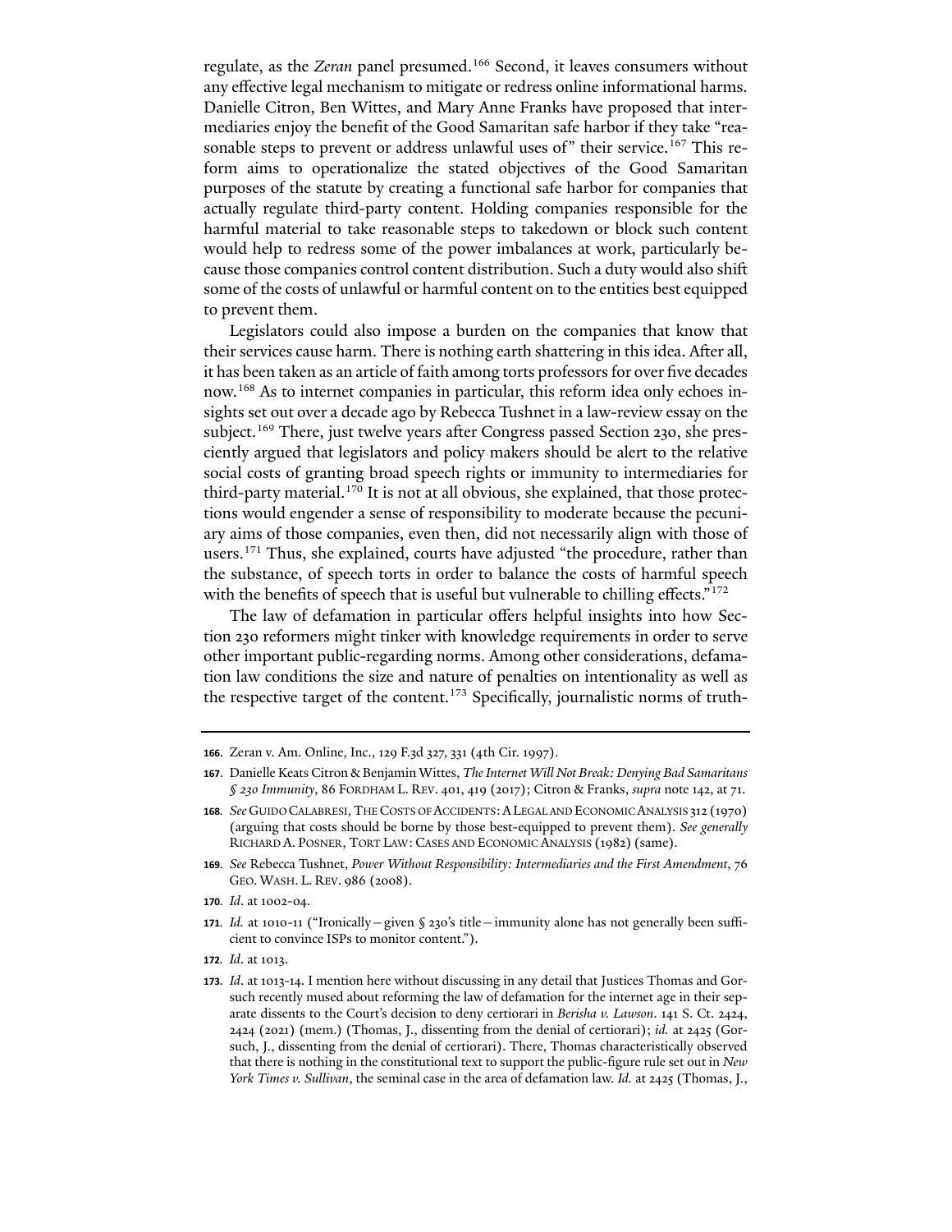regulate, as the *Zeran* panel presumed.[166] Second, it leaves consumers without any effective legal mechanism to mitigate or redress online informational harms. Danielle Citron, Ben Wittes, and Mary Anne Franks have proposed that intermediaries enjoy the benefit of the Good Samaritan safe harbor if they take "reasonable steps to prevent or address unlawful uses of" their service.[167] This reform aims to operationalize the stated objectives of the Good Samaritan purposes of the statute by creating a functional safe harbor for companies that actually regulate third-party content. Holding companies responsible for the harmful material to take reasonable steps to takedown or block such content would help to redress some of the power imbalances at work, particularly because those companies control content distribution. Such a duty would also shift some of the costs of unlawful or harmful content on to the entities best equipped to prevent them.

Legislators could also impose a burden on the companies that know that their services cause harm. There is nothing earth shattering in this idea. After all, it has been taken as an article of faith among torts professors for over five decades now.[168] As to internet companies in particular, this reform idea only echoes insights set out over a decade ago by Rebecca Tushnet in a law-review essay on the subject.[169] There, just twelve years after Congress passed Section 230, she presciently argued that legislators and policy makers should be alert to the relative social costs of granting broad speech rights or immunity to intermediaries for third-party material.[170] It is not at all obvious, she explained, that those protections would engender a sense of responsibility to moderate because the pecuniary aims of those companies, even then, did not necessarily align with those of users.[171] Thus, she explained, courts have adjusted "the procedure, rather than the substance, of speech torts in order to balance the costs of harmful speech with the benefits of speech that is useful but vulnerable to chilling effects."[172]

The law of defamation in particular offers helpful insights into how Section 230 reformers might tinker with knowledge requirements in order to serve other important public-regarding norms. Among other considerations, defamation law conditions the size and nature of penalties on intentionality as well as the respective target of the content.[173] Specifically, journalistic norms of truth-

---

**166.** Zeran v. Am. Online, Inc., 129 F.3d 327, 331 (4th Cir. 1997).

**167.** Danielle Keats Citron & Benjamin Wittes, *The Internet Will Not Break: Denying Bad Samaritans § 230 Immunity*, 86 FORDHAM L. REV. 401, 419 (2017); Citron & Franks, *supra* note 142, at 71.

**168.** *See* GUIDO CALABRESI, THE COSTS OF ACCIDENTS: A LEGAL AND ECONOMIC ANALYSIS 312 (1970) (arguing that costs should be borne by those best-equipped to prevent them). *See generally* RICHARD A. POSNER, TORT LAW: CASES AND ECONOMIC ANALYSIS (1982) (same).

**169.** *See* Rebecca Tushnet, *Power Without Responsibility: Intermediaries and the First Amendment*, 76 GEO. WASH. L. REV. 986 (2008).

**170.** *Id.* at 1002-04.

**171.** *Id.* at 1010-11 ("Ironically—given § 230's title—immunity alone has not generally been sufficient to convince ISPs to monitor content.").

**172.** *Id.* at 1013.

**173.** *Id.* at 1013-14. I mention here without discussing in any detail that Justices Thomas and Gorsuch recently mused about reforming the law of defamation for the internet age in their separate dissents to the Court's decision to deny certiorari in *Berisha v. Lawson*. 141 S. Ct. 2424, 2424 (2021) (mem.) (Thomas, J., dissenting from the denial of certiorari); *id.* at 2425 (Gorsuch, J., dissenting from the denial of certiorari). There, Thomas characteristically observed that there is nothing in the constitutional text to support the public-figure rule set out in *New York Times v. Sullivan*, the seminal case in the area of defamation law. *Id.* at 2425 (Thomas, J.,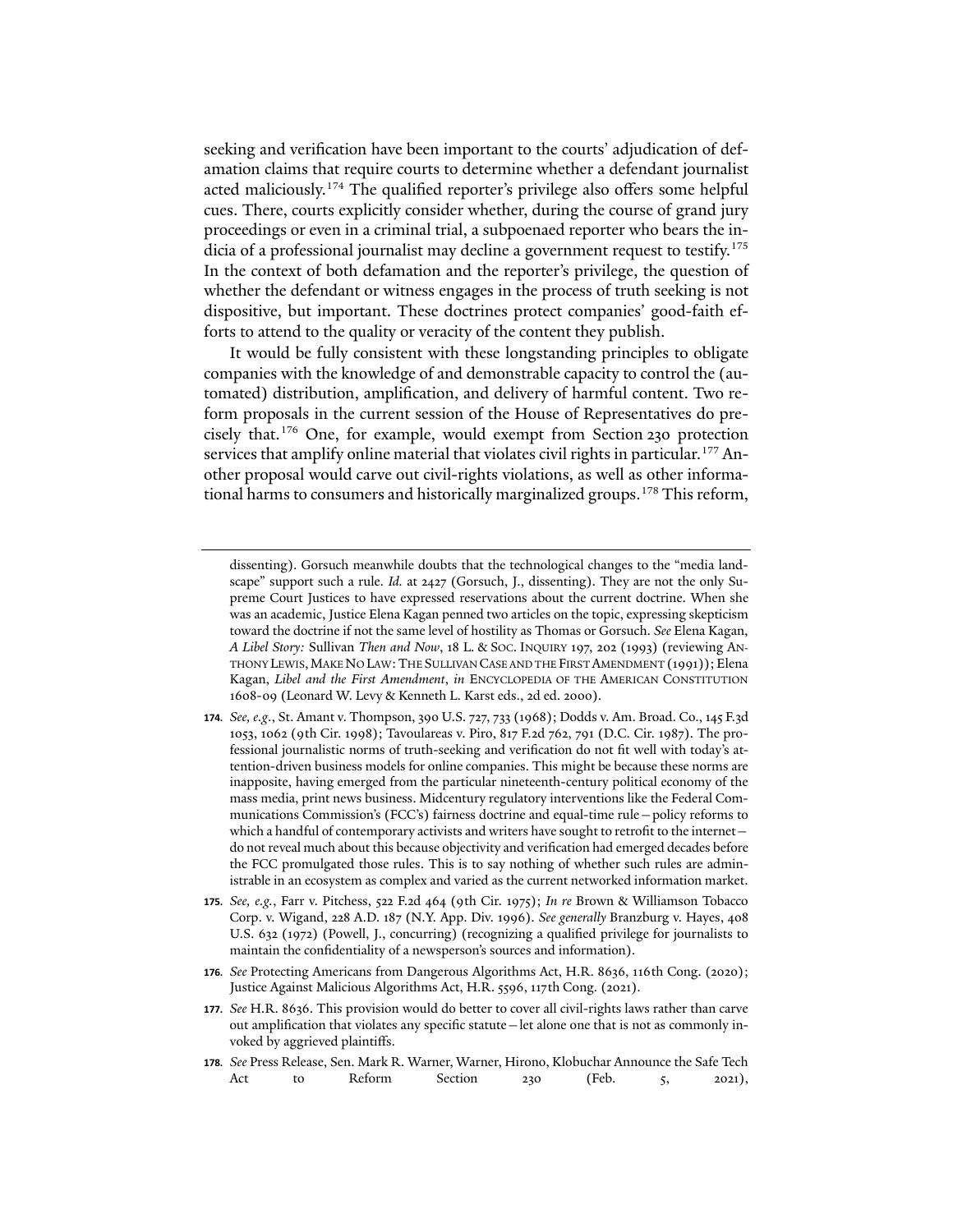seeking and verification have been important to the courts' adjudication of defamation claims that require courts to determine whether a defendant journalist acted maliciously.[174] The qualified reporter's privilege also offers some helpful cues. There, courts explicitly consider whether, during the course of grand jury proceedings or even in a criminal trial, a subpoenaed reporter who bears the indicia of a professional journalist may decline a government request to testify.[175] In the context of both defamation and the reporter's privilege, the question of whether the defendant or witness engages in the process of truth seeking is not dispositive, but important. These doctrines protect companies' good-faith efforts to attend to the quality or veracity of the content they publish.

It would be fully consistent with these longstanding principles to obligate companies with the knowledge of and demonstrable capacity to control the (automated) distribution, amplification, and delivery of harmful content. Two reform proposals in the current session of the House of Representatives do precisely that.[176] One, for example, would exempt from Section 230 protection services that amplify online material that violates civil rights in particular.[177] Another proposal would carve out civil-rights violations, as well as other informational harms to consumers and historically marginalized groups.[178] This reform,

---

dissenting). Gorsuch meanwhile doubts that the technological changes to the "media landscape" support such a rule. *Id.* at 2427 (Gorsuch, J., dissenting). They are not the only Supreme Court Justices to have expressed reservations about the current doctrine. When she was an academic, Justice Elena Kagan penned two articles on the topic, expressing skepticism toward the doctrine if not the same level of hostility as Thomas or Gorsuch. *See* Elena Kagan, *A Libel Story:* Sullivan *Then and Now*, 18 L. & SOC. INQUIRY 197, 202 (1993) (reviewing ANTHONY LEWIS, MAKE NO LAW: THE SULLIVAN CASE AND THE FIRST AMENDMENT (1991)); Elena Kagan, *Libel and the First Amendment*, *in* ENCYCLOPEDIA OF THE AMERICAN CONSTITUTION 1608-09 (Leonard W. Levy & Kenneth L. Karst eds., 2d ed. 2000).

174. *See, e.g.*, St. Amant v. Thompson, 390 U.S. 727, 733 (1968); Dodds v. Am. Broad. Co., 145 F.3d 1053, 1062 (9th Cir. 1998); Tavoulareas v. Piro, 817 F.2d 762, 791 (D.C. Cir. 1987). The professional journalistic norms of truth-seeking and verification do not fit well with today's attention-driven business models for online companies. This might be because these norms are inapposite, having emerged from the particular nineteenth-century political economy of the mass media, print news business. Midcentury regulatory interventions like the Federal Communications Commission's (FCC's) fairness doctrine and equal-time rule—policy reforms to which a handful of contemporary activists and writers have sought to retrofit to the internet—do not reveal much about this because objectivity and verification had emerged decades before the FCC promulgated those rules. This is to say nothing of whether such rules are administrable in an ecosystem as complex and varied as the current networked information market.

175. *See, e.g.*, Farr v. Pitchess, 522 F.2d 464 (9th Cir. 1975); *In re* Brown & Williamson Tobacco Corp. v. Wigand, 228 A.D. 187 (N.Y. App. Div. 1996). *See generally* Branzburg v. Hayes, 408 U.S. 632 (1972) (Powell, J., concurring) (recognizing a qualified privilege for journalists to maintain the confidentiality of a newsperson's sources and information).

176. *See* Protecting Americans from Dangerous Algorithms Act, H.R. 8636, 116th Cong. (2020); Justice Against Malicious Algorithms Act, H.R. 5596, 117th Cong. (2021).

177. *See* H.R. 8636. This provision would do better to cover all civil-rights laws rather than carve out amplification that violates any specific statute—let alone one that is not as commonly invoked by aggrieved plaintiffs.

178. *See* Press Release, Sen. Mark R. Warner, Warner, Hirono, Klobuchar Announce the Safe Tech Act to Reform Section 230 (Feb. 5, 2021),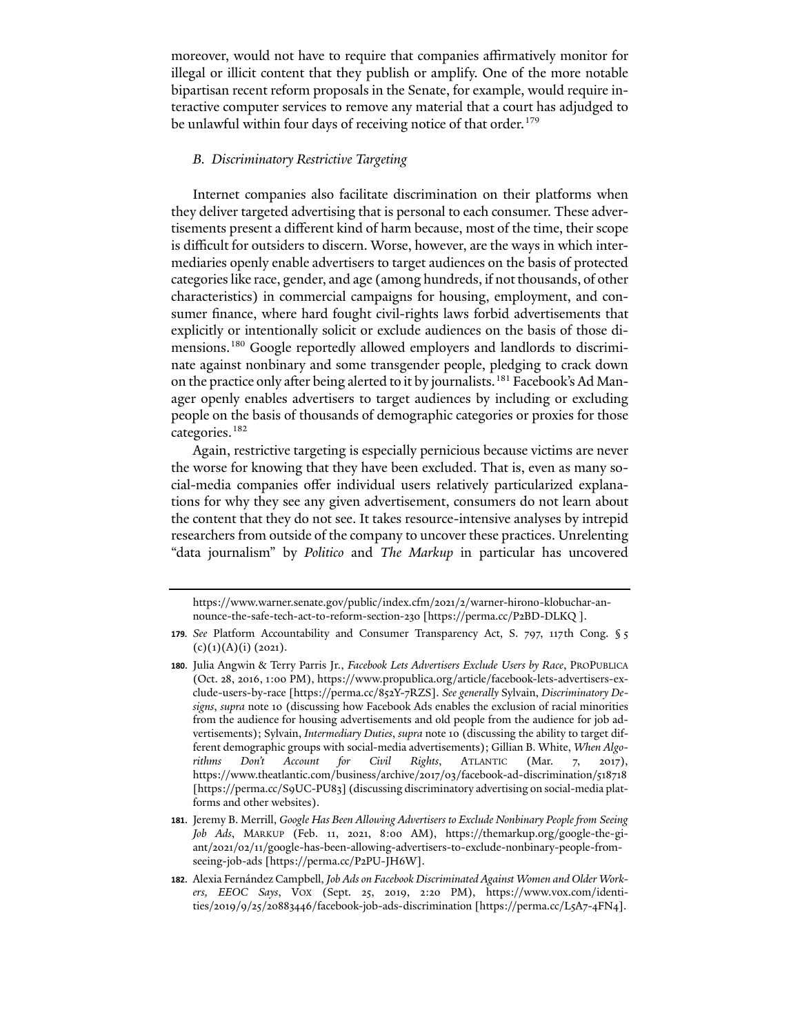moreover, would not have to require that companies affirmatively monitor for illegal or illicit content that they publish or amplify. One of the more notable bipartisan recent reform proposals in the Senate, for example, would require interactive computer services to remove any material that a court has adjudged to be unlawful within four days of receiving notice of that order.[179]

### B. Discriminatory Restrictive Targeting

Internet companies also facilitate discrimination on their platforms when they deliver targeted advertising that is personal to each consumer. These advertisements present a different kind of harm because, most of the time, their scope is difficult for outsiders to discern. Worse, however, are the ways in which intermediaries openly enable advertisers to target audiences on the basis of protected categories like race, gender, and age (among hundreds, if not thousands, of other characteristics) in commercial campaigns for housing, employment, and consumer finance, where hard fought civil-rights laws forbid advertisements that explicitly or intentionally solicit or exclude audiences on the basis of those dimensions.[180] Google reportedly allowed employers and landlords to discriminate against nonbinary and some transgender people, pledging to crack down on the practice only after being alerted to it by journalists.[181] Facebook's Ad Manager openly enables advertisers to target audiences by including or excluding people on the basis of thousands of demographic categories or proxies for those categories.[182]

Again, restrictive targeting is especially pernicious because victims are never the worse for knowing that they have been excluded. That is, even as many social-media companies offer individual users relatively particularized explanations for why they see any given advertisement, consumers do not learn about the content that they do not see. It takes resource-intensive analyses by intrepid researchers from outside of the company to uncover these practices. Unrelenting "data journalism" by *Politico* and *The Markup* in particular has uncovered

---

https://www.warner.senate.gov/public/index.cfm/2021/2/warner-hirono-klobuchar-announce-the-safe-tech-act-to-reform-section-230 [https://perma.cc/P2BD-DLKQ ].

**179.** *See* Platform Accountability and Consumer Transparency Act, S. 797, 117th Cong. § 5 (c)(1)(A)(i) (2021).

**180.** Julia Angwin & Terry Parris Jr., *Facebook Lets Advertisers Exclude Users by Race*, PROPUBLICA (Oct. 28, 2016, 1:00 PM), https://www.propublica.org/article/facebook-lets-advertisers-exclude-users-by-race [https://perma.cc/852Y-7RZS]. *See generally* Sylvain, *Discriminatory Designs*, *supra* note 10 (discussing how Facebook Ads enables the exclusion of racial minorities from the audience for housing advertisements and old people from the audience for job advertisements); Sylvain, *Intermediary Duties*, *supra* note 10 (discussing the ability to target different demographic groups with social-media advertisements); Gillian B. White, *When Algorithms Don't Account for Civil Rights*, ATLANTIC (Mar. 7, 2017), https://www.theatlantic.com/business/archive/2017/03/facebook-ad-discrimination/518718 [https://perma.cc/S9UC-PU83] (discussing discriminatory advertising on social-media platforms and other websites).

**181.** Jeremy B. Merrill, *Google Has Been Allowing Advertisers to Exclude Nonbinary People from Seeing Job Ads*, MARKUP (Feb. 11, 2021, 8:00 AM), https://themarkup.org/google-the-giant/2021/02/11/google-has-been-allowing-advertisers-to-exclude-nonbinary-people-from-seeing-job-ads [https://perma.cc/P2PU-JH6W].

**182.** Alexia Fernández Campbell, *Job Ads on Facebook Discriminated Against Women and Older Workers, EEOC Says*, VOX (Sept. 25, 2019, 2:20 PM), https://www.vox.com/identities/2019/9/25/20883446/facebook-job-ads-discrimination [https://perma.cc/L5A7-4FN4].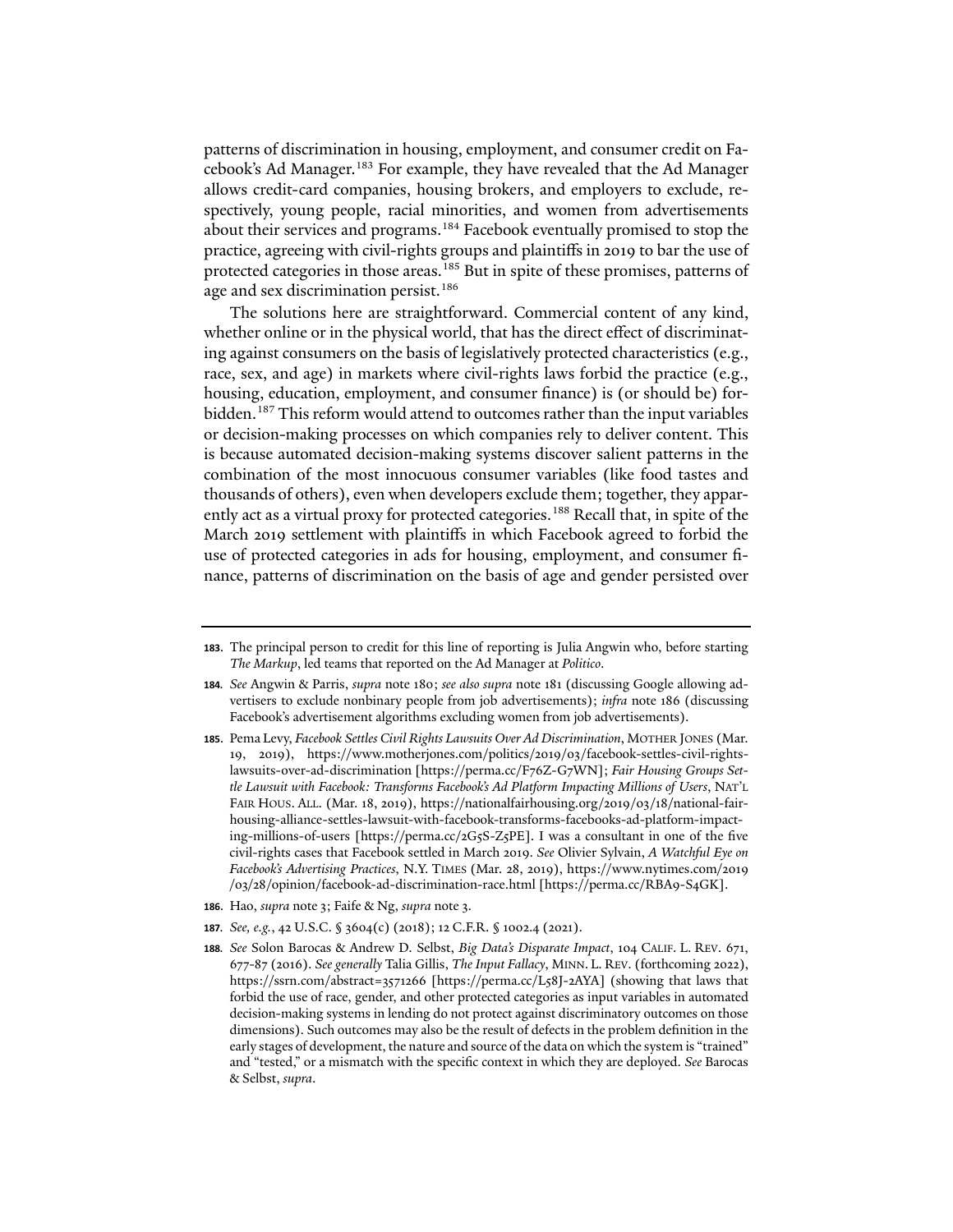patterns of discrimination in housing, employment, and consumer credit on Facebook's Ad Manager.[183] For example, they have revealed that the Ad Manager allows credit-card companies, housing brokers, and employers to exclude, respectively, young people, racial minorities, and women from advertisements about their services and programs.[184] Facebook eventually promised to stop the practice, agreeing with civil-rights groups and plaintiffs in 2019 to bar the use of protected categories in those areas.[185] But in spite of these promises, patterns of age and sex discrimination persist.[186]

The solutions here are straightforward. Commercial content of any kind, whether online or in the physical world, that has the direct effect of discriminating against consumers on the basis of legislatively protected characteristics (e.g., race, sex, and age) in markets where civil-rights laws forbid the practice (e.g., housing, education, employment, and consumer finance) is (or should be) forbidden.[187] This reform would attend to outcomes rather than the input variables or decision-making processes on which companies rely to deliver content. This is because automated decision-making systems discover salient patterns in the combination of the most innocuous consumer variables (like food tastes and thousands of others), even when developers exclude them; together, they apparently act as a virtual proxy for protected categories.[188] Recall that, in spite of the March 2019 settlement with plaintiffs in which Facebook agreed to forbid the use of protected categories in ads for housing, employment, and consumer finance, patterns of discrimination on the basis of age and gender persisted over

---

**183.** The principal person to credit for this line of reporting is Julia Angwin who, before starting *The Markup*, led teams that reported on the Ad Manager at *Politico*.

**184.** *See* Angwin & Parris, *supra* note 180; *see also supra* note 181 (discussing Google allowing advertisers to exclude nonbinary people from job advertisements); *infra* note 186 (discussing Facebook's advertisement algorithms excluding women from job advertisements).

**185.** Pema Levy, *Facebook Settles Civil Rights Lawsuits Over Ad Discrimination*, MOTHER JONES (Mar. 19, 2019), https://www.motherjones.com/politics/2019/03/facebook-settles-civil-rights-lawsuits-over-ad-discrimination [https://perma.cc/F76Z-G7WN]; *Fair Housing Groups Settle Lawsuit with Facebook: Transforms Facebook's Ad Platform Impacting Millions of Users*, NAT'L FAIR HOUS. ALL. (Mar. 18, 2019), https://nationalfairhousing.org/2019/03/18/national-fair-housing-alliance-settles-lawsuit-with-facebook-transforms-facebooks-ad-platform-impacting-millions-of-users [https://perma.cc/2G5S-Z5PE]. I was a consultant in one of the five civil-rights cases that Facebook settled in March 2019. *See* Olivier Sylvain, *A Watchful Eye on Facebook's Advertising Practices*, N.Y. TIMES (Mar. 28, 2019), https://www.nytimes.com/2019/03/28/opinion/facebook-ad-discrimination-race.html [https://perma.cc/RBA9-S4GK].

**186.** Hao, *supra* note 3; Faife & Ng, *supra* note 3.

**187.** *See, e.g.*, 42 U.S.C. § 3604(c) (2018); 12 C.F.R. § 1002.4 (2021).

**188.** *See* Solon Barocas & Andrew D. Selbst, *Big Data's Disparate Impact*, 104 CALIF. L. REV. 671, 677-87 (2016). *See generally* Talia Gillis, *The Input Fallacy*, MINN. L. REV. (forthcoming 2022), https://ssrn.com/abstract=3571266 [https://perma.cc/L58J-2AYA] (showing that laws that forbid the use of race, gender, and other protected categories as input variables in automated decision-making systems in lending do not protect against discriminatory outcomes on those dimensions). Such outcomes may also be the result of defects in the problem definition in the early stages of development, the nature and source of the data on which the system is "trained" and "tested," or a mismatch with the specific context in which they are deployed. *See* Barocas & Selbst, *supra*.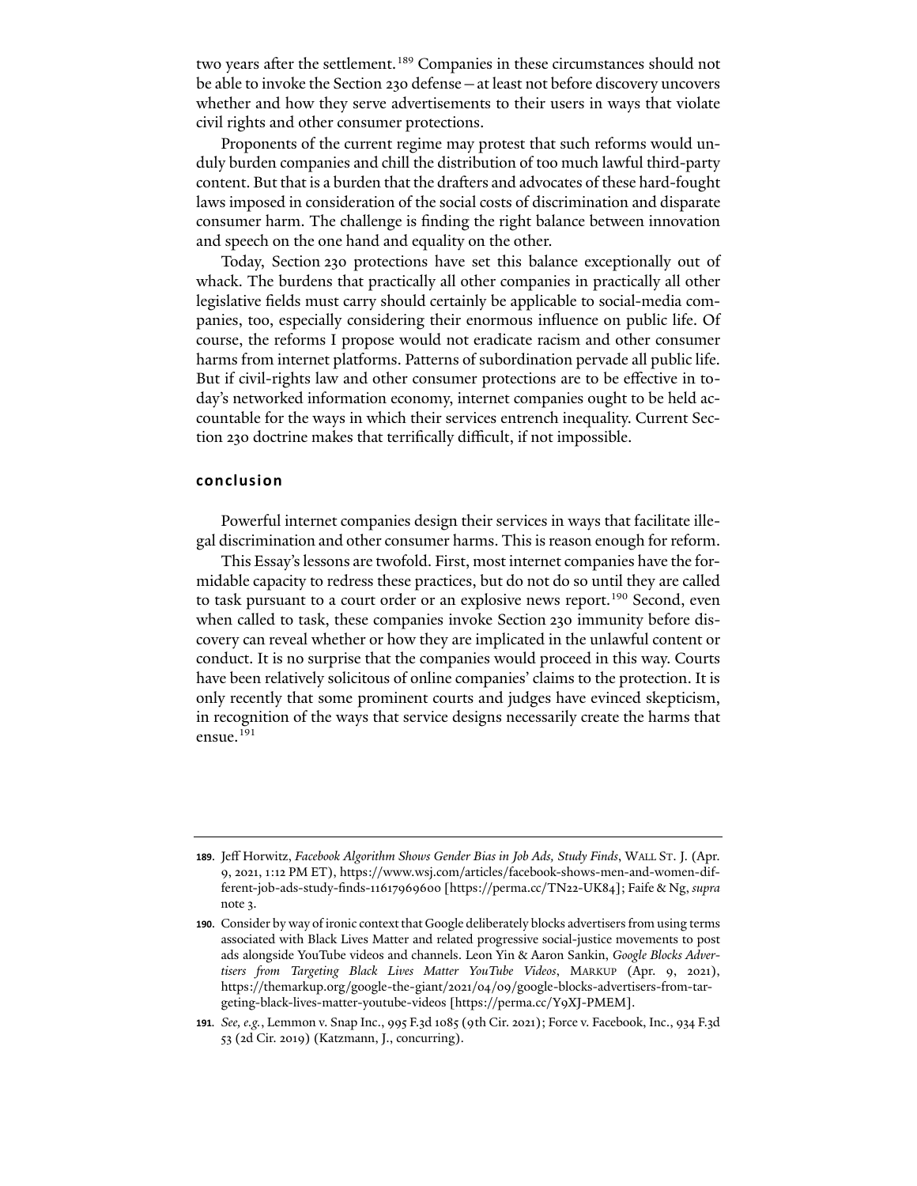two years after the settlement.[189] Companies in these circumstances should not be able to invoke the Section 230 defense—at least not before discovery uncovers whether and how they serve advertisements to their users in ways that violate civil rights and other consumer protections.

Proponents of the current regime may protest that such reforms would unduly burden companies and chill the distribution of too much lawful third-party content. But that is a burden that the drafters and advocates of these hard-fought laws imposed in consideration of the social costs of discrimination and disparate consumer harm. The challenge is finding the right balance between innovation and speech on the one hand and equality on the other.

Today, Section 230 protections have set this balance exceptionally out of whack. The burdens that practically all other companies in practically all other legislative fields must carry should certainly be applicable to social-media companies, too, especially considering their enormous influence on public life. Of course, the reforms I propose would not eradicate racism and other consumer harms from internet platforms. Patterns of subordination pervade all public life. But if civil-rights law and other consumer protections are to be effective in today's networked information economy, internet companies ought to be held accountable for the ways in which their services entrench inequality. Current Section 230 doctrine makes that terrifically difficult, if not impossible.

## conclusion

Powerful internet companies design their services in ways that facilitate illegal discrimination and other consumer harms. This is reason enough for reform.

This Essay's lessons are twofold. First, most internet companies have the formidable capacity to redress these practices, but do not do so until they are called to task pursuant to a court order or an explosive news report.[190] Second, even when called to task, these companies invoke Section 230 immunity before discovery can reveal whether or how they are implicated in the unlawful content or conduct. It is no surprise that the companies would proceed in this way. Courts have been relatively solicitous of online companies' claims to the protection. It is only recently that some prominent courts and judges have evinced skepticism, in recognition of the ways that service designs necessarily create the harms that ensue.[191]

---

**189.** Jeff Horwitz, *Facebook Algorithm Shows Gender Bias in Job Ads, Study Finds*, WALL ST. J. (Apr. 9, 2021, 1:12 PM ET), https://www.wsj.com/articles/facebook-shows-men-and-women-different-job-ads-study-finds-11617969600 [https://perma.cc/TN22-UK84]; Faife & Ng, *supra* note 3.

**190.** Consider by way of ironic context that Google deliberately blocks advertisers from using terms associated with Black Lives Matter and related progressive social-justice movements to post ads alongside YouTube videos and channels. Leon Yin & Aaron Sankin, *Google Blocks Advertisers from Targeting Black Lives Matter YouTube Videos*, MARKUP (Apr. 9, 2021), https://themarkup.org/google-the-giant/2021/04/09/google-blocks-advertisers-from-targeting-black-lives-matter-youtube-videos [https://perma.cc/Y9XJ-PMEM].

**191.** *See, e.g.*, Lemmon v. Snap Inc., 995 F.3d 1085 (9th Cir. 2021); Force v. Facebook, Inc., 934 F.3d 53 (2d Cir. 2019) (Katzmann, J., concurring).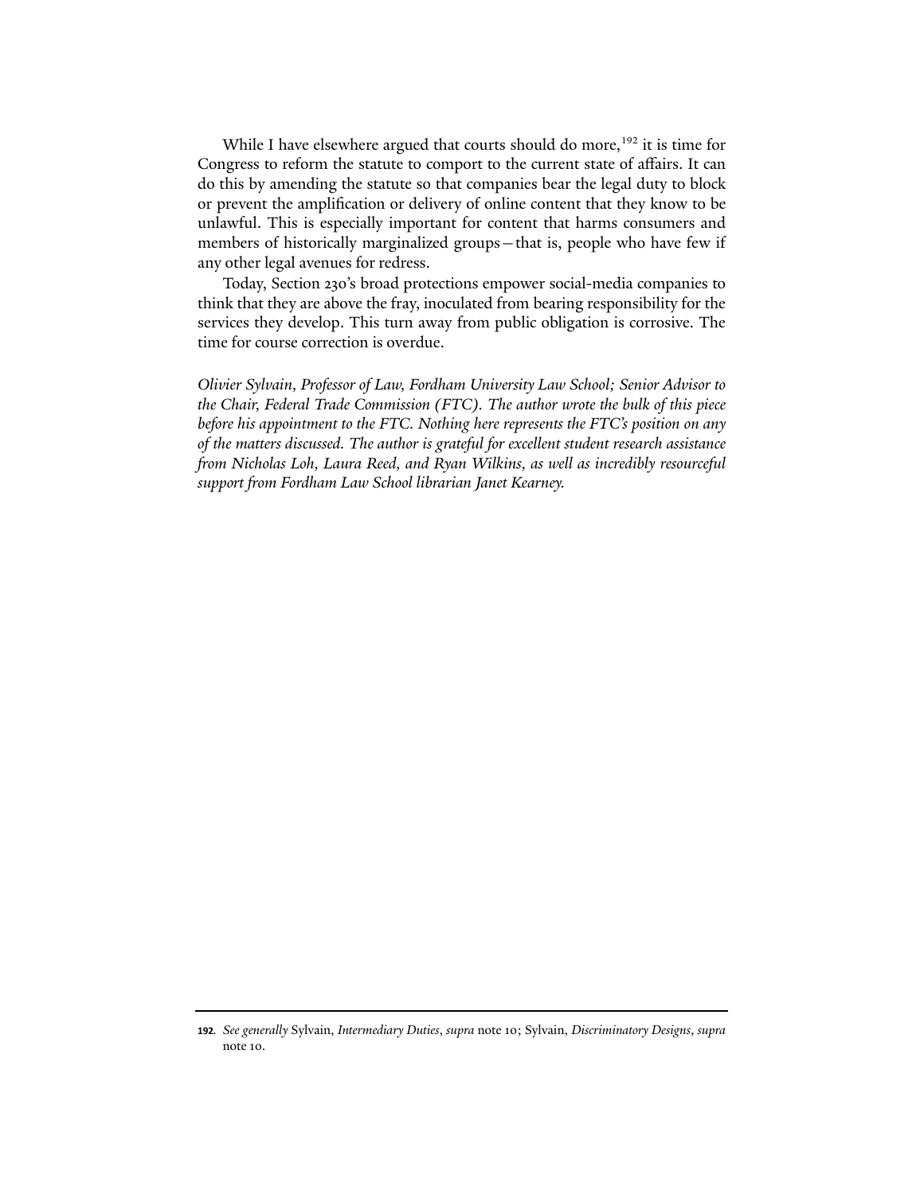While I have elsewhere argued that courts should do more,[192] it is time for Congress to reform the statute to comport to the current state of affairs. It can do this by amending the statute so that companies bear the legal duty to block or prevent the amplification or delivery of online content that they know to be unlawful. This is especially important for content that harms consumers and members of historically marginalized groups—that is, people who have few if any other legal avenues for redress.

Today, Section 230's broad protections empower social-media companies to think that they are above the fray, inoculated from bearing responsibility for the services they develop. This turn away from public obligation is corrosive. The time for course correction is overdue.

*Olivier Sylvain, Professor of Law, Fordham University Law School; Senior Advisor to the Chair, Federal Trade Commission (FTC). The author wrote the bulk of this piece before his appointment to the FTC. Nothing here represents the FTC's position on any of the matters discussed. The author is grateful for excellent student research assistance from Nicholas Loh, Laura Reed, and Ryan Wilkins, as well as incredibly resourceful support from Fordham Law School librarian Janet Kearney.*

---

**192.** *See generally* Sylvain, *Intermediary Duties*, *supra* note 10; Sylvain, *Discriminatory Designs*, *supra* note 10.